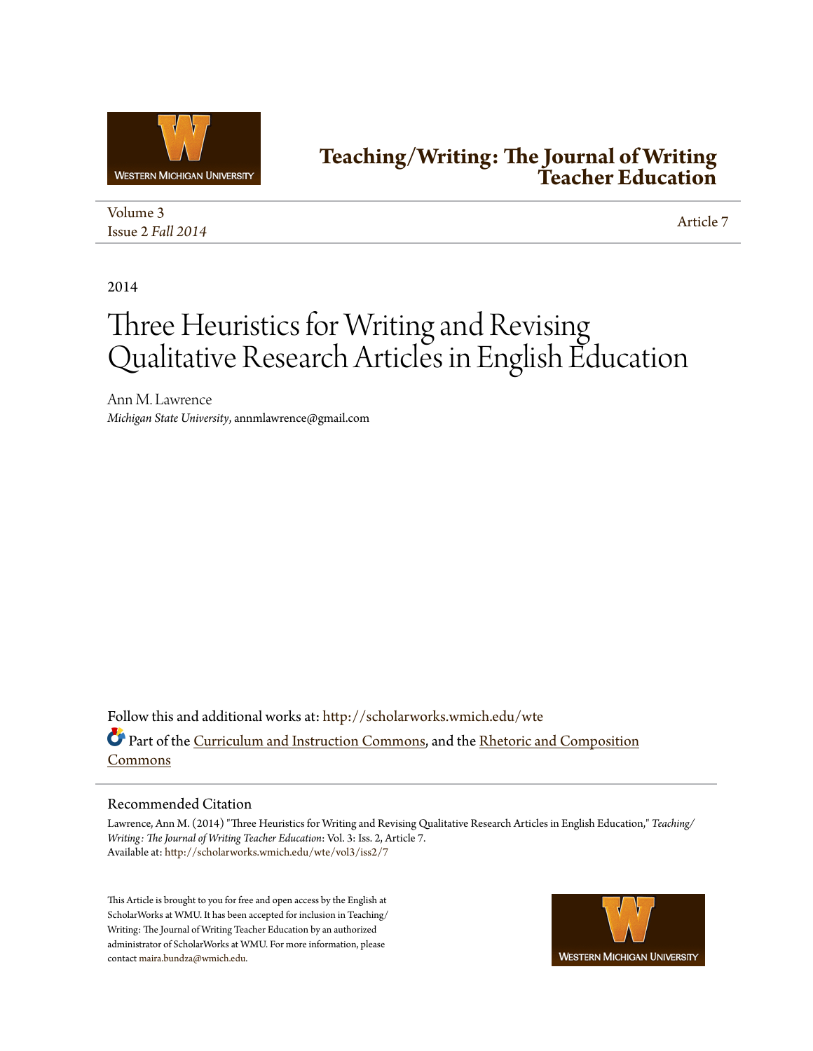# Teaching/Writing: The Journal of Writing Teacher Education

Volume 3
Issue 2 *Fall 2014*

Article 7

2014

# Three Heuristics for Writing and Revising Qualitative Research Articles in English Education

Ann M. Lawrence
*Michigan State University*, annmlawrence@gmail.com

Follow this and additional works at: http://scholarworks.wmich.edu/wte

Part of the Curriculum and Instruction Commons, and the Rhetoric and Composition Commons

## Recommended Citation

Lawrence, Ann M. (2014) "Three Heuristics for Writing and Revising Qualitative Research Articles in English Education," *Teaching/Writing: The Journal of Writing Teacher Education*: Vol. 3: Iss. 2, Article 7.
Available at: http://scholarworks.wmich.edu/wte/vol3/iss2/7

This Article is brought to you for free and open access by the English at ScholarWorks at WMU. It has been accepted for inclusion in Teaching/Writing: The Journal of Writing Teacher Education by an authorized administrator of ScholarWorks at WMU. For more information, please contact maira.bundza@wmich.edu.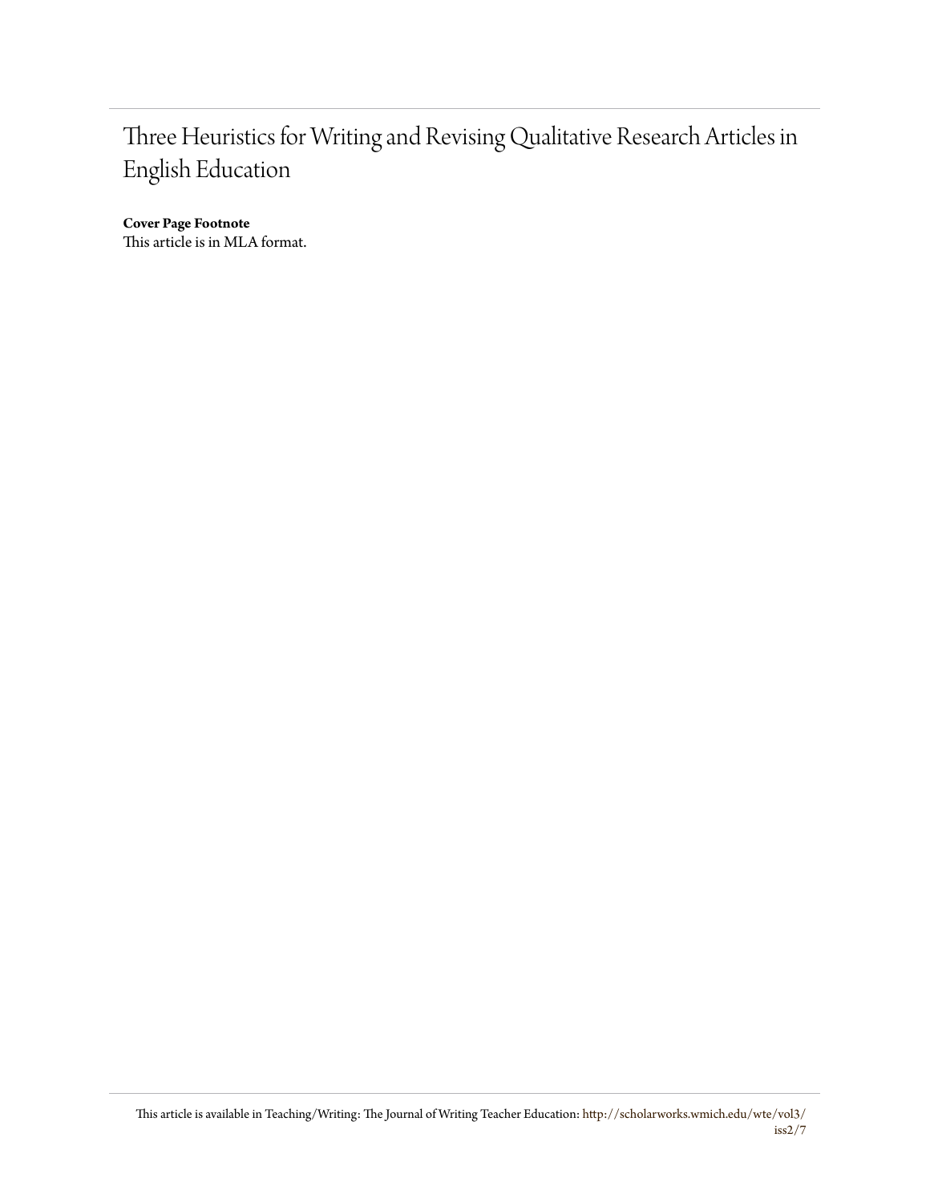# Three Heuristics for Writing and Revising Qualitative Research Articles in English Education

**Cover Page Footnote**
This article is in MLA format.

This article is available in Teaching/Writing: The Journal of Writing Teacher Education: http://scholarworks.wmich.edu/wte/vol3/iss2/7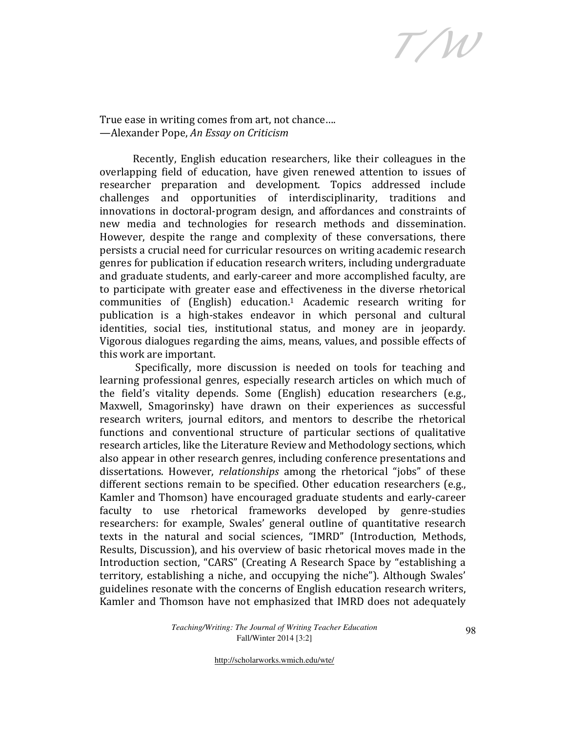True ease in writing comes from art, not chance….
—Alexander Pope, *An Essay on Criticism*

Recently, English education researchers, like their colleagues in the overlapping field of education, have given renewed attention to issues of researcher preparation and development. Topics addressed include challenges and opportunities of interdisciplinarity, traditions and innovations in doctoral-program design, and affordances and constraints of new media and technologies for research methods and dissemination. However, despite the range and complexity of these conversations, there persists a crucial need for curricular resources on writing academic research genres for publication if education research writers, including undergraduate and graduate students, and early-career and more accomplished faculty, are to participate with greater ease and effectiveness in the diverse rhetorical communities of (English) education.[1] Academic research writing for publication is a high-stakes endeavor in which personal and cultural identities, social ties, institutional status, and money are in jeopardy. Vigorous dialogues regarding the aims, means, values, and possible effects of this work are important.

Specifically, more discussion is needed on tools for teaching and learning professional genres, especially research articles on which much of the field's vitality depends. Some (English) education researchers (e.g., Maxwell, Smagorinsky) have drawn on their experiences as successful research writers, journal editors, and mentors to describe the rhetorical functions and conventional structure of particular sections of qualitative research articles, like the Literature Review and Methodology sections, which also appear in other research genres, including conference presentations and dissertations. However, *relationships* among the rhetorical "jobs" of these different sections remain to be specified. Other education researchers (e.g., Kamler and Thomson) have encouraged graduate students and early-career faculty to use rhetorical frameworks developed by genre-studies researchers: for example, Swales' general outline of quantitative research texts in the natural and social sciences, "IMRD" (Introduction, Methods, Results, Discussion), and his overview of basic rhetorical moves made in the Introduction section, "CARS" (Creating A Research Space by "establishing a territory, establishing a niche, and occupying the niche"). Although Swales' guidelines resonate with the concerns of English education research writers, Kamler and Thomson have not emphasized that IMRD does not adequately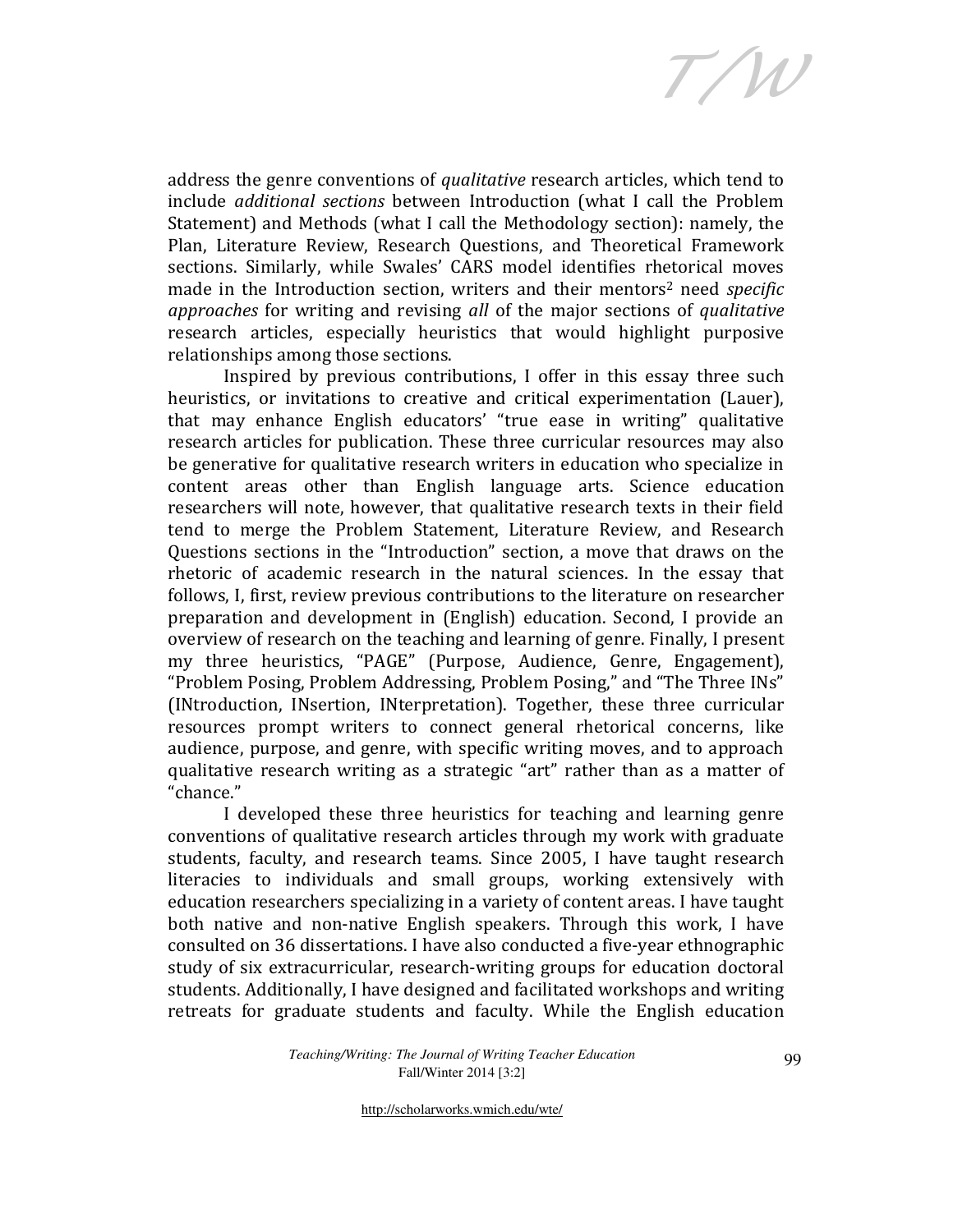address the genre conventions of *qualitative* research articles, which tend to include *additional sections* between Introduction (what I call the Problem Statement) and Methods (what I call the Methodology section): namely, the Plan, Literature Review, Research Questions, and Theoretical Framework sections. Similarly, while Swales' CARS model identifies rhetorical moves made in the Introduction section, writers and their mentors[2] need *specific approaches* for writing and revising *all* of the major sections of *qualitative* research articles, especially heuristics that would highlight purposive relationships among those sections.

Inspired by previous contributions, I offer in this essay three such heuristics, or invitations to creative and critical experimentation (Lauer), that may enhance English educators' "true ease in writing" qualitative research articles for publication. These three curricular resources may also be generative for qualitative research writers in education who specialize in content areas other than English language arts. Science education researchers will note, however, that qualitative research texts in their field tend to merge the Problem Statement, Literature Review, and Research Questions sections in the "Introduction" section, a move that draws on the rhetoric of academic research in the natural sciences. In the essay that follows, I, first, review previous contributions to the literature on researcher preparation and development in (English) education. Second, I provide an overview of research on the teaching and learning of genre. Finally, I present my three heuristics, "PAGE" (Purpose, Audience, Genre, Engagement), "Problem Posing, Problem Addressing, Problem Posing," and "The Three INs" (INtroduction, INsertion, INterpretation). Together, these three curricular resources prompt writers to connect general rhetorical concerns, like audience, purpose, and genre, with specific writing moves, and to approach qualitative research writing as a strategic "art" rather than as a matter of "chance."

I developed these three heuristics for teaching and learning genre conventions of qualitative research articles through my work with graduate students, faculty, and research teams. Since 2005, I have taught research literacies to individuals and small groups, working extensively with education researchers specializing in a variety of content areas. I have taught both native and non-native English speakers. Through this work, I have consulted on 36 dissertations. I have also conducted a five-year ethnographic study of six extracurricular, research-writing groups for education doctoral students. Additionally, I have designed and facilitated workshops and writing retreats for graduate students and faculty. While the English education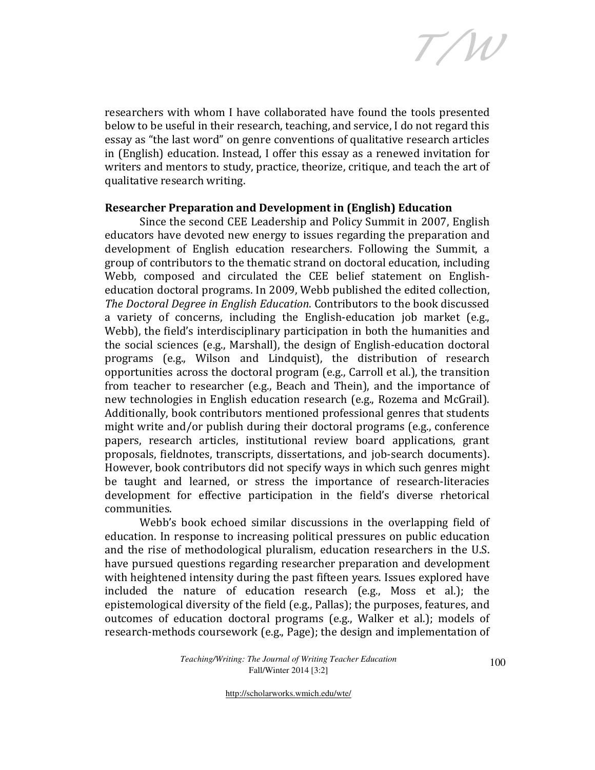researchers with whom I have collaborated have found the tools presented below to be useful in their research, teaching, and service, I do not regard this essay as "the last word" on genre conventions of qualitative research articles in (English) education. Instead, I offer this essay as a renewed invitation for writers and mentors to study, practice, theorize, critique, and teach the art of qualitative research writing.

**Researcher Preparation and Development in (English) Education**

Since the second CEE Leadership and Policy Summit in 2007, English educators have devoted new energy to issues regarding the preparation and development of English education researchers. Following the Summit, a group of contributors to the thematic strand on doctoral education, including Webb, composed and circulated the CEE belief statement on English-education doctoral programs. In 2009, Webb published the edited collection, *The Doctoral Degree in English Education*. Contributors to the book discussed a variety of concerns, including the English-education job market (e.g., Webb), the field's interdisciplinary participation in both the humanities and the social sciences (e.g., Marshall), the design of English-education doctoral programs (e.g., Wilson and Lindquist), the distribution of research opportunities across the doctoral program (e.g., Carroll et al.), the transition from teacher to researcher (e.g., Beach and Thein), and the importance of new technologies in English education research (e.g., Rozema and McGrail). Additionally, book contributors mentioned professional genres that students might write and/or publish during their doctoral programs (e.g., conference papers, research articles, institutional review board applications, grant proposals, fieldnotes, transcripts, dissertations, and job-search documents). However, book contributors did not specify ways in which such genres might be taught and learned, or stress the importance of research-literacies development for effective participation in the field's diverse rhetorical communities.

Webb's book echoed similar discussions in the overlapping field of education. In response to increasing political pressures on public education and the rise of methodological pluralism, education researchers in the U.S. have pursued questions regarding researcher preparation and development with heightened intensity during the past fifteen years. Issues explored have included the nature of education research (e.g., Moss et al.); the epistemological diversity of the field (e.g., Pallas); the purposes, features, and outcomes of education doctoral programs (e.g., Walker et al.); models of research-methods coursework (e.g., Page); the design and implementation of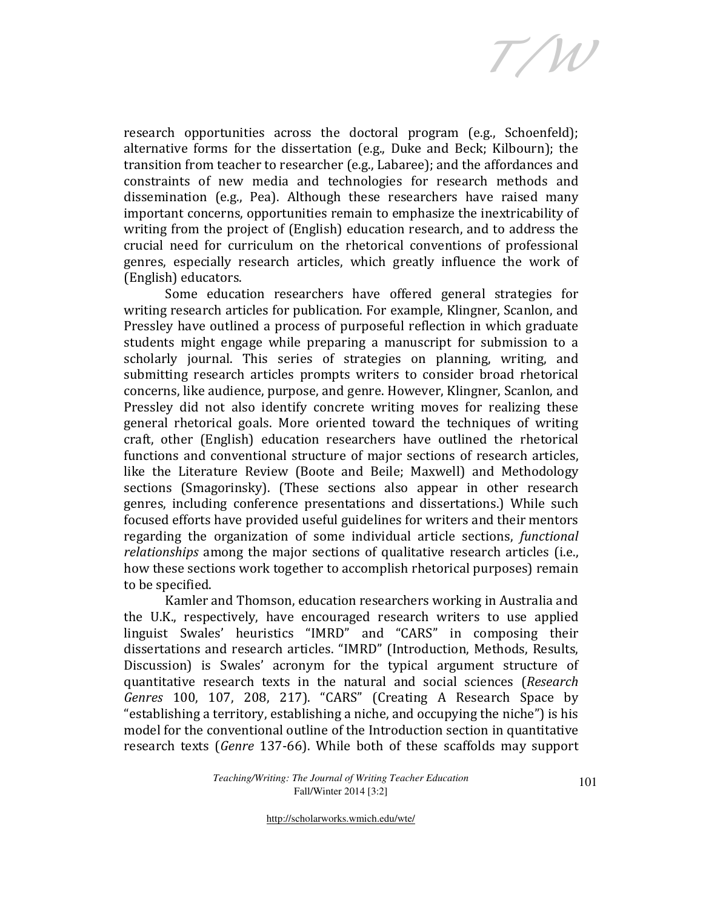research opportunities across the doctoral program (e.g., Schoenfeld); alternative forms for the dissertation (e.g., Duke and Beck; Kilbourn); the transition from teacher to researcher (e.g., Labaree); and the affordances and constraints of new media and technologies for research methods and dissemination (e.g., Pea). Although these researchers have raised many important concerns, opportunities remain to emphasize the inextricability of writing from the project of (English) education research, and to address the crucial need for curriculum on the rhetorical conventions of professional genres, especially research articles, which greatly influence the work of (English) educators.

Some education researchers have offered general strategies for writing research articles for publication. For example, Klingner, Scanlon, and Pressley have outlined a process of purposeful reflection in which graduate students might engage while preparing a manuscript for submission to a scholarly journal. This series of strategies on planning, writing, and submitting research articles prompts writers to consider broad rhetorical concerns, like audience, purpose, and genre. However, Klingner, Scanlon, and Pressley did not also identify concrete writing moves for realizing these general rhetorical goals. More oriented toward the techniques of writing craft, other (English) education researchers have outlined the rhetorical functions and conventional structure of major sections of research articles, like the Literature Review (Boote and Beile; Maxwell) and Methodology sections (Smagorinsky). (These sections also appear in other research genres, including conference presentations and dissertations.) While such focused efforts have provided useful guidelines for writers and their mentors regarding the organization of some individual article sections, *functional relationships* among the major sections of qualitative research articles (i.e., how these sections work together to accomplish rhetorical purposes) remain to be specified.

Kamler and Thomson, education researchers working in Australia and the U.K., respectively, have encouraged research writers to use applied linguist Swales' heuristics "IMRD" and "CARS" in composing their dissertations and research articles. "IMRD" (Introduction, Methods, Results, Discussion) is Swales' acronym for the typical argument structure of quantitative research texts in the natural and social sciences (*Research Genres* 100, 107, 208, 217). "CARS" (Creating A Research Space by "establishing a territory, establishing a niche, and occupying the niche") is his model for the conventional outline of the Introduction section in quantitative research texts (*Genre* 137-66). While both of these scaffolds may support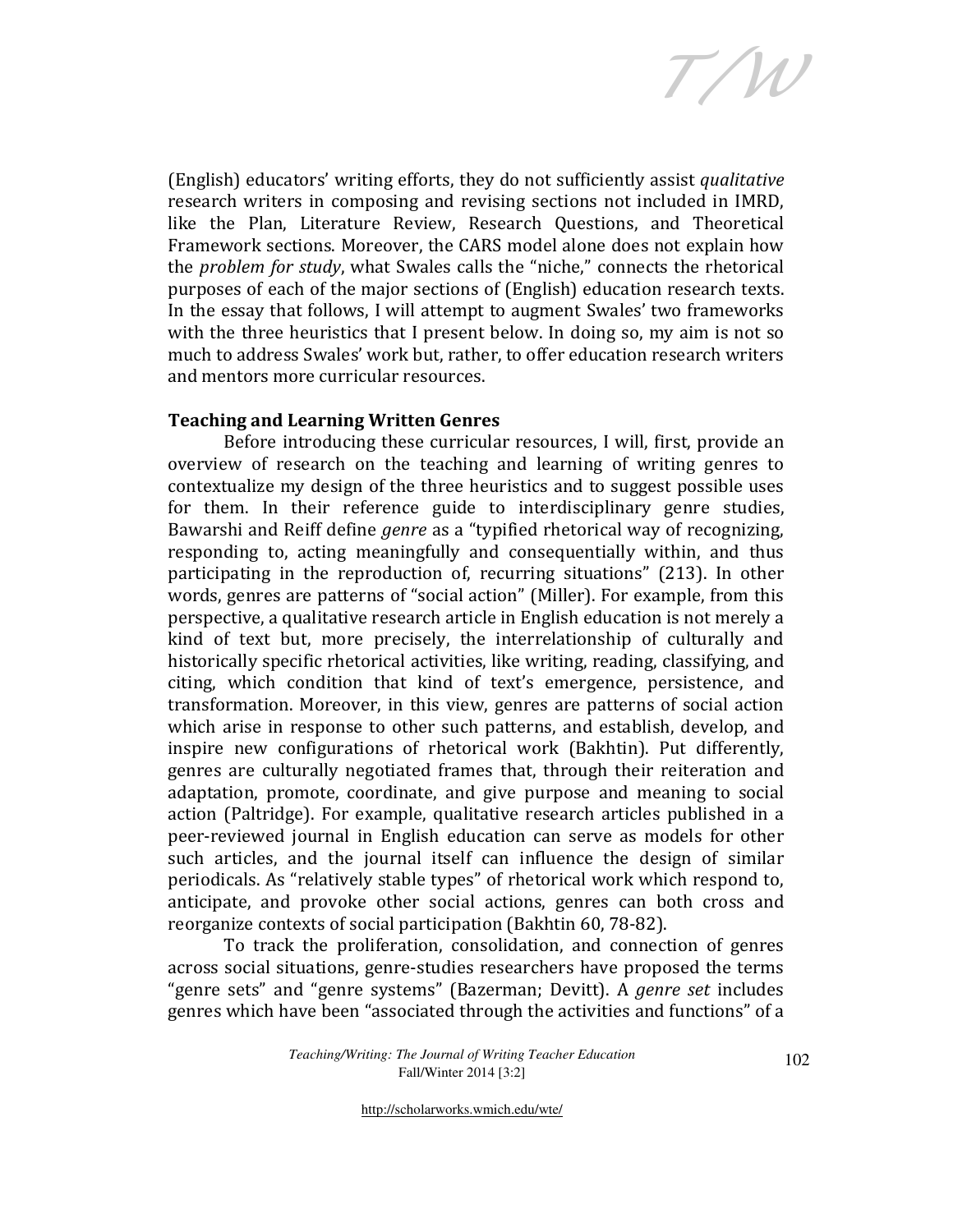(English) educators' writing efforts, they do not sufficiently assist *qualitative* research writers in composing and revising sections not included in IMRD, like the Plan, Literature Review, Research Questions, and Theoretical Framework sections. Moreover, the CARS model alone does not explain how the *problem for study*, what Swales calls the "niche," connects the rhetorical purposes of each of the major sections of (English) education research texts. In the essay that follows, I will attempt to augment Swales' two frameworks with the three heuristics that I present below. In doing so, my aim is not so much to address Swales' work but, rather, to offer education research writers and mentors more curricular resources.

**Teaching and Learning Written Genres**

Before introducing these curricular resources, I will, first, provide an overview of research on the teaching and learning of writing genres to contextualize my design of the three heuristics and to suggest possible uses for them. In their reference guide to interdisciplinary genre studies, Bawarshi and Reiff define *genre* as a "typified rhetorical way of recognizing, responding to, acting meaningfully and consequentially within, and thus participating in the reproduction of, recurring situations" (213). In other words, genres are patterns of "social action" (Miller). For example, from this perspective, a qualitative research article in English education is not merely a kind of text but, more precisely, the interrelationship of culturally and historically specific rhetorical activities, like writing, reading, classifying, and citing, which condition that kind of text's emergence, persistence, and transformation. Moreover, in this view, genres are patterns of social action which arise in response to other such patterns, and establish, develop, and inspire new configurations of rhetorical work (Bakhtin). Put differently, genres are culturally negotiated frames that, through their reiteration and adaptation, promote, coordinate, and give purpose and meaning to social action (Paltridge). For example, qualitative research articles published in a peer-reviewed journal in English education can serve as models for other such articles, and the journal itself can influence the design of similar periodicals. As "relatively stable types" of rhetorical work which respond to, anticipate, and provoke other social actions, genres can both cross and reorganize contexts of social participation (Bakhtin 60, 78-82).

To track the proliferation, consolidation, and connection of genres across social situations, genre-studies researchers have proposed the terms "genre sets" and "genre systems" (Bazerman; Devitt). A *genre set* includes genres which have been "associated through the activities and functions" of a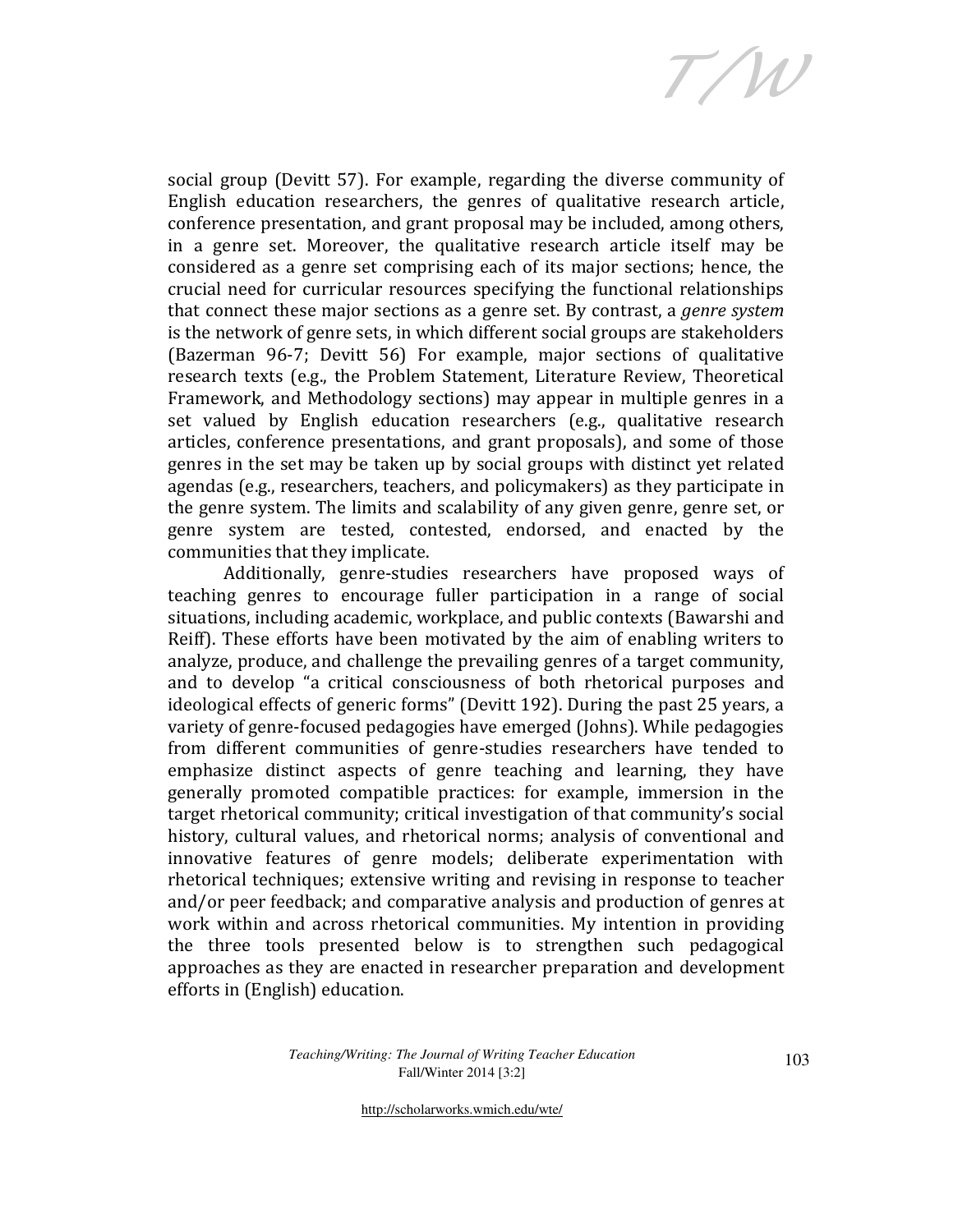social group (Devitt 57). For example, regarding the diverse community of English education researchers, the genres of qualitative research article, conference presentation, and grant proposal may be included, among others, in a genre set. Moreover, the qualitative research article itself may be considered as a genre set comprising each of its major sections; hence, the crucial need for curricular resources specifying the functional relationships that connect these major sections as a genre set. By contrast, a *genre system* is the network of genre sets, in which different social groups are stakeholders (Bazerman 96-7; Devitt 56) For example, major sections of qualitative research texts (e.g., the Problem Statement, Literature Review, Theoretical Framework, and Methodology sections) may appear in multiple genres in a set valued by English education researchers (e.g., qualitative research articles, conference presentations, and grant proposals), and some of those genres in the set may be taken up by social groups with distinct yet related agendas (e.g., researchers, teachers, and policymakers) as they participate in the genre system. The limits and scalability of any given genre, genre set, or genre system are tested, contested, endorsed, and enacted by the communities that they implicate.

Additionally, genre-studies researchers have proposed ways of teaching genres to encourage fuller participation in a range of social situations, including academic, workplace, and public contexts (Bawarshi and Reiff). These efforts have been motivated by the aim of enabling writers to analyze, produce, and challenge the prevailing genres of a target community, and to develop "a critical consciousness of both rhetorical purposes and ideological effects of generic forms" (Devitt 192). During the past 25 years, a variety of genre-focused pedagogies have emerged (Johns). While pedagogies from different communities of genre-studies researchers have tended to emphasize distinct aspects of genre teaching and learning, they have generally promoted compatible practices: for example, immersion in the target rhetorical community; critical investigation of that community's social history, cultural values, and rhetorical norms; analysis of conventional and innovative features of genre models; deliberate experimentation with rhetorical techniques; extensive writing and revising in response to teacher and/or peer feedback; and comparative analysis and production of genres at work within and across rhetorical communities. My intention in providing the three tools presented below is to strengthen such pedagogical approaches as they are enacted in researcher preparation and development efforts in (English) education.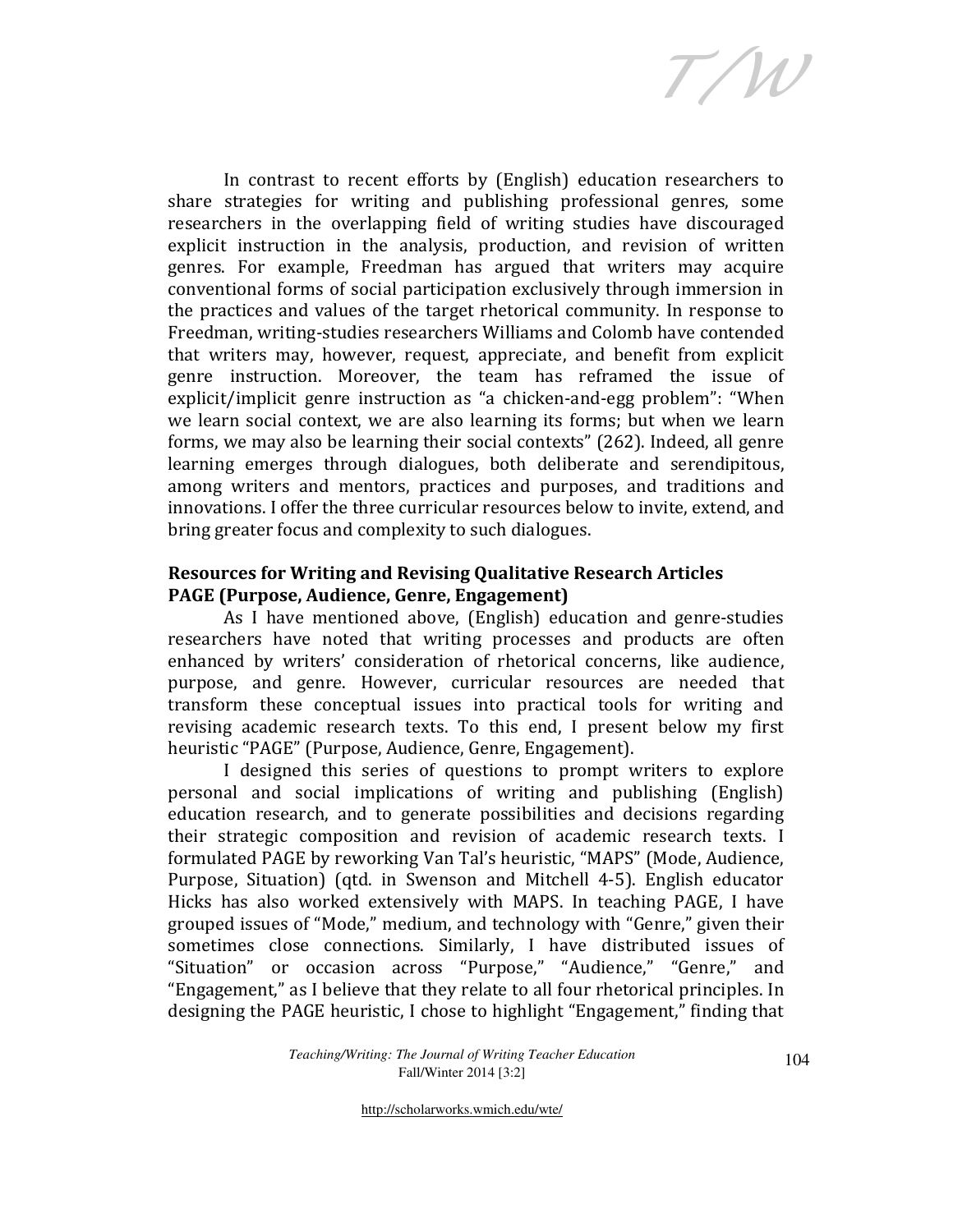In contrast to recent efforts by (English) education researchers to share strategies for writing and publishing professional genres, some researchers in the overlapping field of writing studies have discouraged explicit instruction in the analysis, production, and revision of written genres. For example, Freedman has argued that writers may acquire conventional forms of social participation exclusively through immersion in the practices and values of the target rhetorical community. In response to Freedman, writing-studies researchers Williams and Colomb have contended that writers may, however, request, appreciate, and benefit from explicit genre instruction. Moreover, the team has reframed the issue of explicit/implicit genre instruction as "a chicken-and-egg problem": "When we learn social context, we are also learning its forms; but when we learn forms, we may also be learning their social contexts" (262). Indeed, all genre learning emerges through dialogues, both deliberate and serendipitous, among writers and mentors, practices and purposes, and traditions and innovations. I offer the three curricular resources below to invite, extend, and bring greater focus and complexity to such dialogues.

## Resources for Writing and Revising Qualitative Research Articles

### PAGE (Purpose, Audience, Genre, Engagement)

As I have mentioned above, (English) education and genre-studies researchers have noted that writing processes and products are often enhanced by writers' consideration of rhetorical concerns, like audience, purpose, and genre. However, curricular resources are needed that transform these conceptual issues into practical tools for writing and revising academic research texts. To this end, I present below my first heuristic "PAGE" (Purpose, Audience, Genre, Engagement).

I designed this series of questions to prompt writers to explore personal and social implications of writing and publishing (English) education research, and to generate possibilities and decisions regarding their strategic composition and revision of academic research texts. I formulated PAGE by reworking Van Tal's heuristic, "MAPS" (Mode, Audience, Purpose, Situation) (qtd. in Swenson and Mitchell 4-5). English educator Hicks has also worked extensively with MAPS. In teaching PAGE, I have grouped issues of "Mode," medium, and technology with "Genre," given their sometimes close connections. Similarly, I have distributed issues of "Situation" or occasion across "Purpose," "Audience," "Genre," and "Engagement," as I believe that they relate to all four rhetorical principles. In designing the PAGE heuristic, I chose to highlight "Engagement," finding that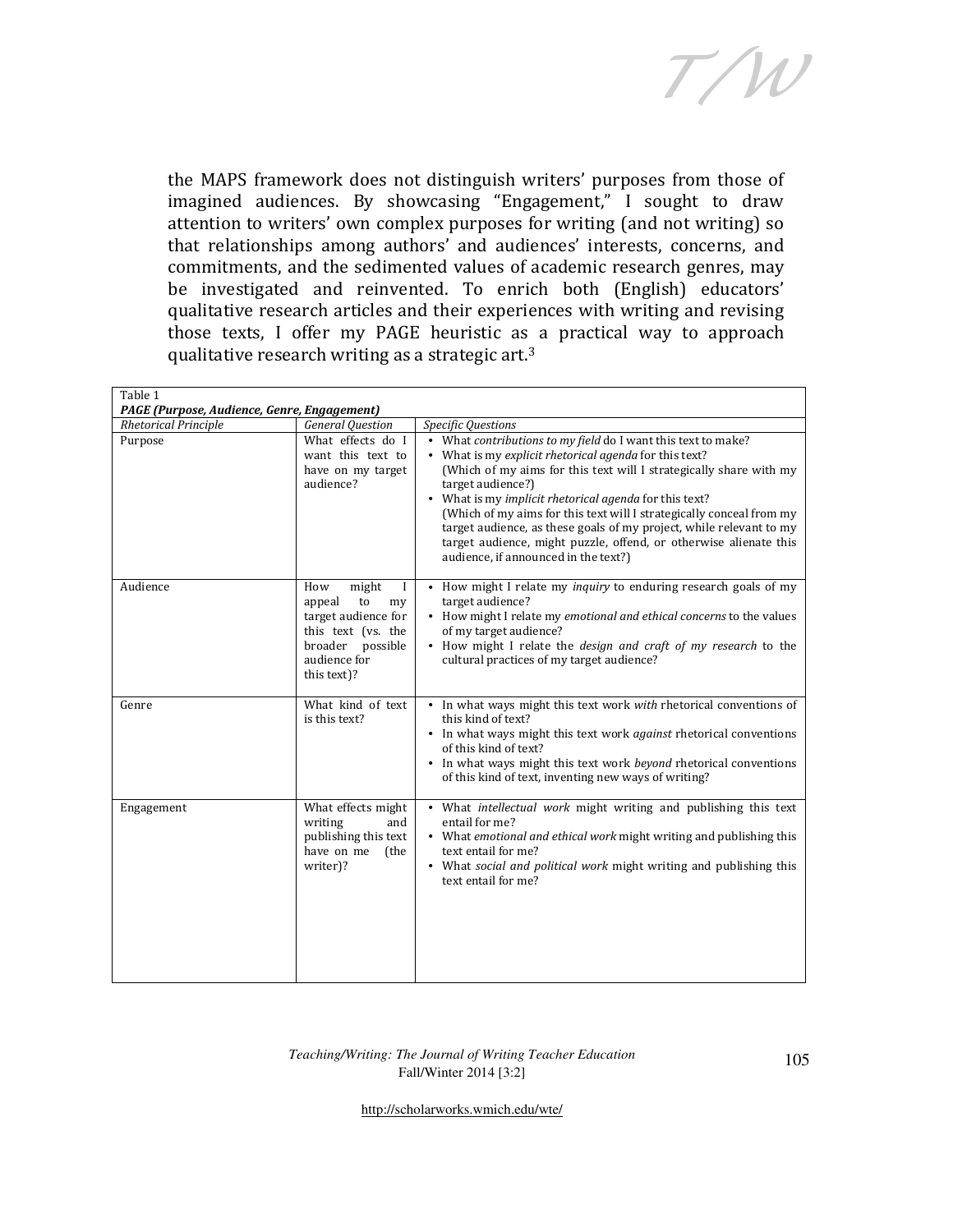the MAPS framework does not distinguish writers' purposes from those of imagined audiences. By showcasing "Engagement," I sought to draw attention to writers' own complex purposes for writing (and not writing) so that relationships among authors' and audiences' interests, concerns, and commitments, and the sedimented values of academic research genres, may be investigated and reinvented. To enrich both (English) educators' qualitative research articles and their experiences with writing and revising those texts, I offer my PAGE heuristic as a practical way to approach qualitative research writing as a strategic art.[3]

Table 1

***PAGE (Purpose, Audience, Genre, Engagement)***

| *Rhetorical Principle* | *General Question* | *Specific Questions* |
|---|---|---|
| Purpose | What effects do I want this text to have on my target audience? | • What *contributions to my field* do I want this text to make?<br>• What is my *explicit rhetorical agenda* for this text? (Which of my aims for this text will I strategically share with my target audience?)<br>• What is my *implicit rhetorical agenda* for this text? (Which of my aims for this text will I strategically conceal from my target audience, as these goals of my project, while relevant to my target audience, might puzzle, offend, or otherwise alienate this audience, if announced in the text?) |
| Audience | How might I appeal to my target audience for this text (vs. the broader possible audience for this text)? | • How might I relate my *inquiry* to enduring research goals of my target audience?<br>• How might I relate my *emotional and ethical concerns* to the values of my target audience?<br>• How might I relate the *design and craft of my research* to the cultural practices of my target audience? |
| Genre | What kind of text is this text? | • In what ways might this text work *with* rhetorical conventions of this kind of text?<br>• In what ways might this text work *against* rhetorical conventions of this kind of text?<br>• In what ways might this text work *beyond* rhetorical conventions of this kind of text, inventing new ways of writing? |
| Engagement | What effects might writing and publishing this text have on me (the writer)? | • What *intellectual work* might writing and publishing this text entail for me?<br>• What *emotional and ethical work* might writing and publishing this text entail for me?<br>• What *social and political work* might writing and publishing this text entail for me? |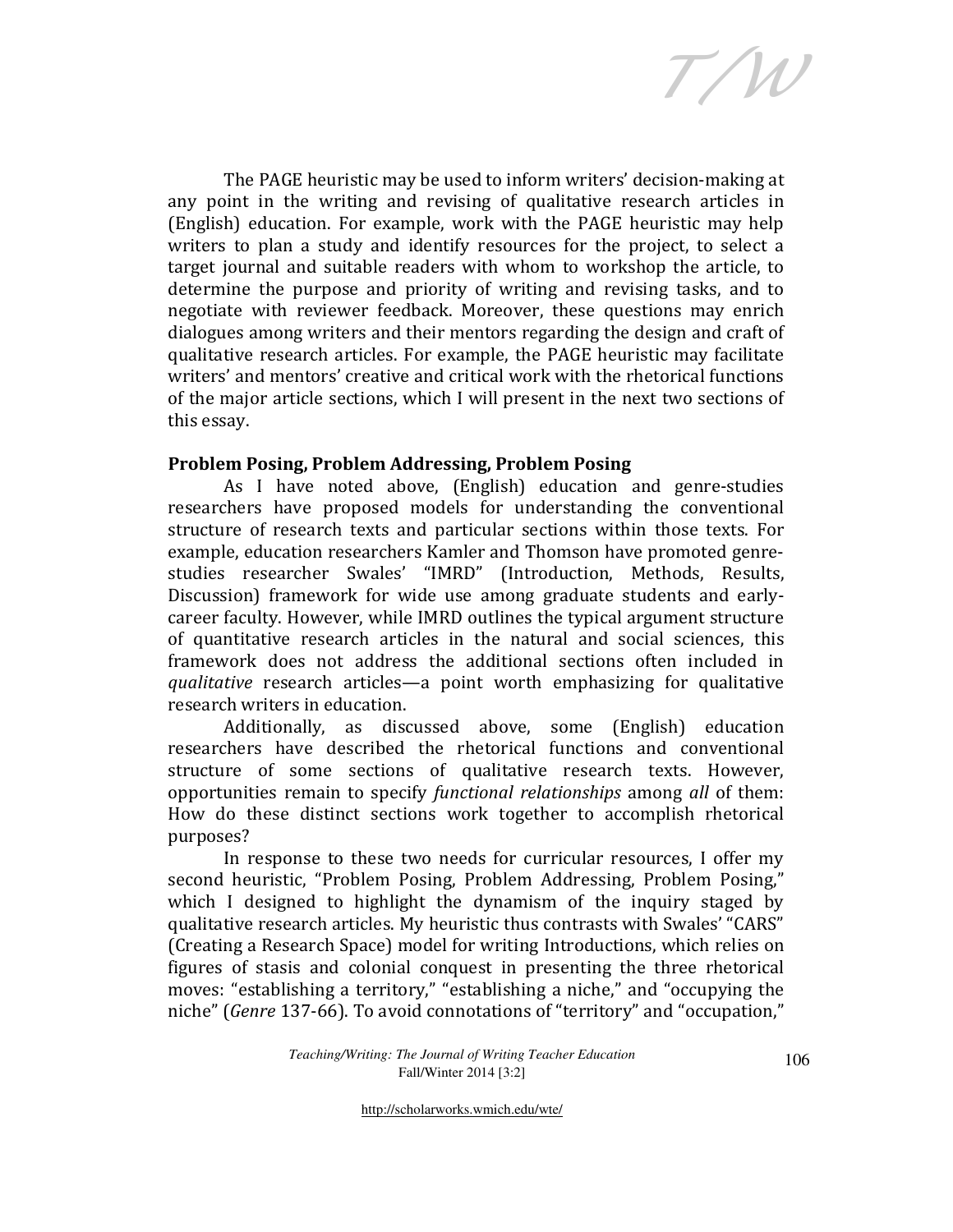The PAGE heuristic may be used to inform writers' decision-making at any point in the writing and revising of qualitative research articles in (English) education. For example, work with the PAGE heuristic may help writers to plan a study and identify resources for the project, to select a target journal and suitable readers with whom to workshop the article, to determine the purpose and priority of writing and revising tasks, and to negotiate with reviewer feedback. Moreover, these questions may enrich dialogues among writers and their mentors regarding the design and craft of qualitative research articles. For example, the PAGE heuristic may facilitate writers' and mentors' creative and critical work with the rhetorical functions of the major article sections, which I will present in the next two sections of this essay.

## Problem Posing, Problem Addressing, Problem Posing

As I have noted above, (English) education and genre-studies researchers have proposed models for understanding the conventional structure of research texts and particular sections within those texts. For example, education researchers Kamler and Thomson have promoted genre-studies researcher Swales' "IMRD" (Introduction, Methods, Results, Discussion) framework for wide use among graduate students and early-career faculty. However, while IMRD outlines the typical argument structure of quantitative research articles in the natural and social sciences, this framework does not address the additional sections often included in *qualitative* research articles—a point worth emphasizing for qualitative research writers in education.

Additionally, as discussed above, some (English) education researchers have described the rhetorical functions and conventional structure of some sections of qualitative research texts. However, opportunities remain to specify *functional relationships* among *all* of them: How do these distinct sections work together to accomplish rhetorical purposes?

In response to these two needs for curricular resources, I offer my second heuristic, "Problem Posing, Problem Addressing, Problem Posing," which I designed to highlight the dynamism of the inquiry staged by qualitative research articles. My heuristic thus contrasts with Swales' "CARS" (Creating a Research Space) model for writing Introductions, which relies on figures of stasis and colonial conquest in presenting the three rhetorical moves: "establishing a territory," "establishing a niche," and "occupying the niche" (*Genre* 137-66). To avoid connotations of "territory" and "occupation,"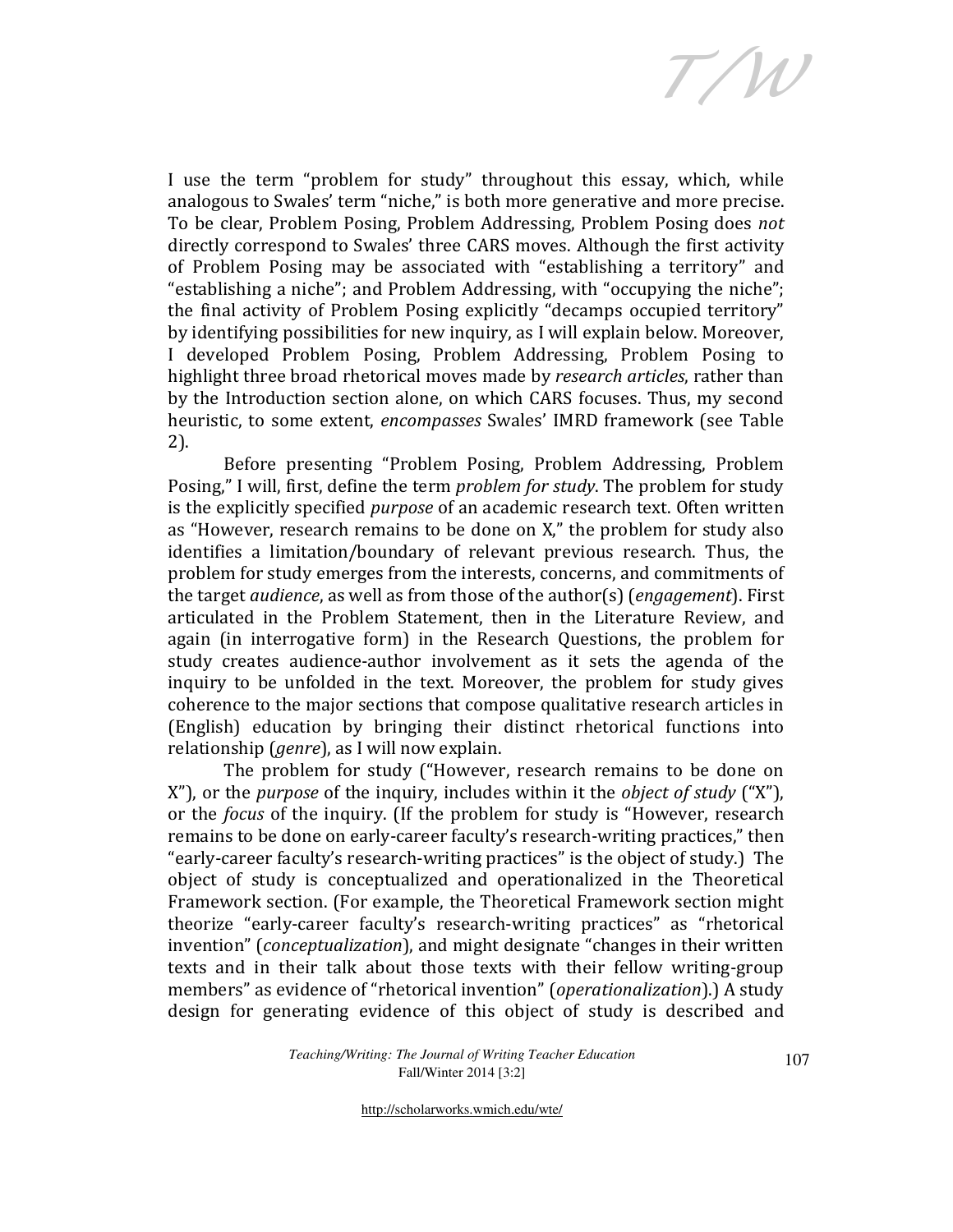I use the term "problem for study" throughout this essay, which, while analogous to Swales' term "niche," is both more generative and more precise. To be clear, Problem Posing, Problem Addressing, Problem Posing does *not* directly correspond to Swales' three CARS moves. Although the first activity of Problem Posing may be associated with "establishing a territory" and "establishing a niche"; and Problem Addressing, with "occupying the niche"; the final activity of Problem Posing explicitly "decamps occupied territory" by identifying possibilities for new inquiry, as I will explain below. Moreover, I developed Problem Posing, Problem Addressing, Problem Posing to highlight three broad rhetorical moves made by *research articles*, rather than by the Introduction section alone, on which CARS focuses. Thus, my second heuristic, to some extent, *encompasses* Swales' IMRD framework (see Table 2).

Before presenting "Problem Posing, Problem Addressing, Problem Posing," I will, first, define the term *problem for study*. The problem for study is the explicitly specified *purpose* of an academic research text. Often written as "However, research remains to be done on X," the problem for study also identifies a limitation/boundary of relevant previous research. Thus, the problem for study emerges from the interests, concerns, and commitments of the target *audience*, as well as from those of the author(s) (*engagement*). First articulated in the Problem Statement, then in the Literature Review, and again (in interrogative form) in the Research Questions, the problem for study creates audience-author involvement as it sets the agenda of the inquiry to be unfolded in the text. Moreover, the problem for study gives coherence to the major sections that compose qualitative research articles in (English) education by bringing their distinct rhetorical functions into relationship (*genre*), as I will now explain.

The problem for study ("However, research remains to be done on X"), or the *purpose* of the inquiry, includes within it the *object of study* ("X"), or the *focus* of the inquiry. (If the problem for study is "However, research remains to be done on early-career faculty's research-writing practices," then "early-career faculty's research-writing practices" is the object of study.) The object of study is conceptualized and operationalized in the Theoretical Framework section. (For example, the Theoretical Framework section might theorize "early-career faculty's research-writing practices" as "rhetorical invention" (*conceptualization*), and might designate "changes in their written texts and in their talk about those texts with their fellow writing-group members" as evidence of "rhetorical invention" (*operationalization*).) A study design for generating evidence of this object of study is described and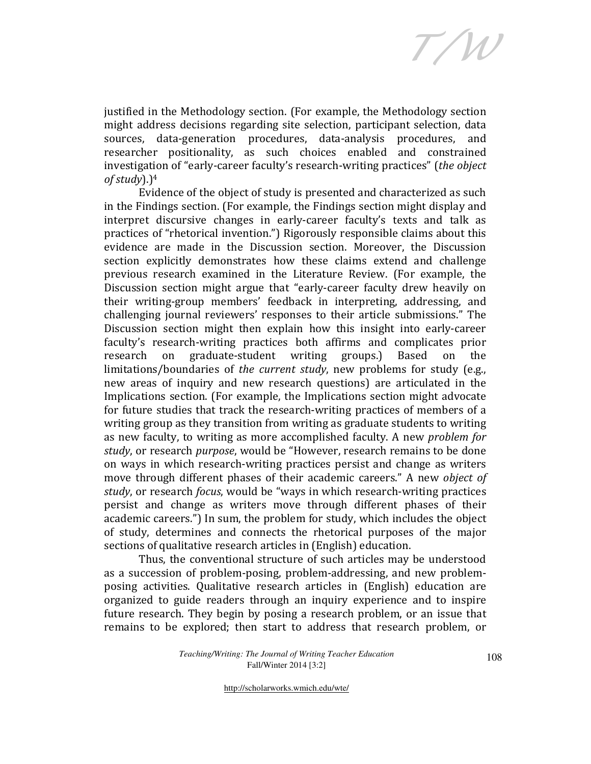justified in the Methodology section. (For example, the Methodology section might address decisions regarding site selection, participant selection, data sources, data-generation procedures, data-analysis procedures, and researcher positionality, as such choices enabled and constrained investigation of "early-career faculty's research-writing practices" (*the object of study*).)[4]

Evidence of the object of study is presented and characterized as such in the Findings section. (For example, the Findings section might display and interpret discursive changes in early-career faculty's texts and talk as practices of "rhetorical invention.") Rigorously responsible claims about this evidence are made in the Discussion section. Moreover, the Discussion section explicitly demonstrates how these claims extend and challenge previous research examined in the Literature Review. (For example, the Discussion section might argue that "early-career faculty drew heavily on their writing-group members' feedback in interpreting, addressing, and challenging journal reviewers' responses to their article submissions." The Discussion section might then explain how this insight into early-career faculty's research-writing practices both affirms and complicates prior research on graduate-student writing groups.) Based on the limitations/boundaries of *the current study*, new problems for study (e.g., new areas of inquiry and new research questions) are articulated in the Implications section. (For example, the Implications section might advocate for future studies that track the research-writing practices of members of a writing group as they transition from writing as graduate students to writing as new faculty, to writing as more accomplished faculty. A new *problem for study*, or research *purpose*, would be "However, research remains to be done on ways in which research-writing practices persist and change as writers move through different phases of their academic careers." A new *object of study*, or research *focus*, would be "ways in which research-writing practices persist and change as writers move through different phases of their academic careers.") In sum, the problem for study, which includes the object of study, determines and connects the rhetorical purposes of the major sections of qualitative research articles in (English) education.

Thus, the conventional structure of such articles may be understood as a succession of problem-posing, problem-addressing, and new problem-posing activities. Qualitative research articles in (English) education are organized to guide readers through an inquiry experience and to inspire future research. They begin by posing a research problem, or an issue that remains to be explored; then start to address that research problem, or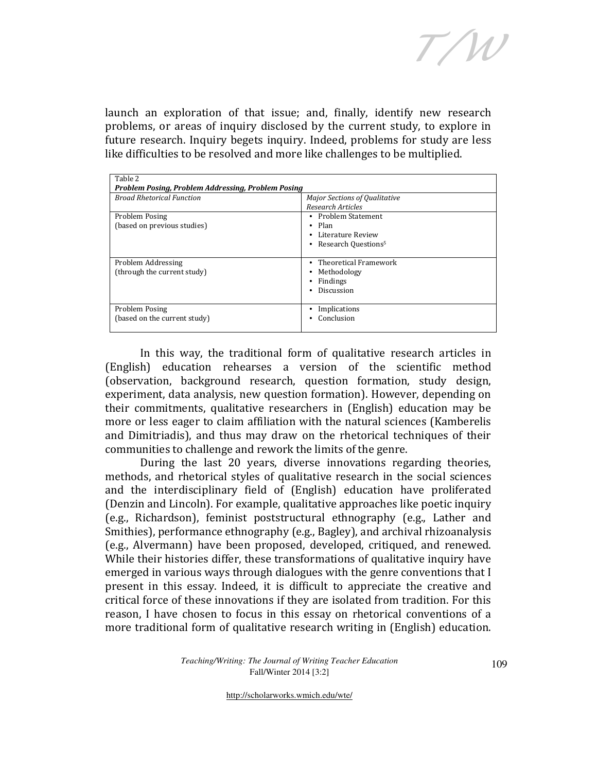launch an exploration of that issue; and, finally, identify new research problems, or areas of inquiry disclosed by the current study, to explore in future research. Inquiry begets inquiry. Indeed, problems for study are less like difficulties to be resolved and more like challenges to be multiplied.

Table 2
***Problem Posing, Problem Addressing, Problem Posing***

| *Broad Rhetorical Function* | *Major Sections of Qualitative Research Articles* |
|---|---|
| Problem Posing (based on previous studies) | • Problem Statement<br>• Plan<br>• Literature Review<br>• Research Questions[5] |
| Problem Addressing (through the current study) | • Theoretical Framework<br>• Methodology<br>• Findings<br>• Discussion |
| Problem Posing (based on the current study) | • Implications<br>• Conclusion |

In this way, the traditional form of qualitative research articles in (English) education rehearses a version of the scientific method (observation, background research, question formation, study design, experiment, data analysis, new question formation). However, depending on their commitments, qualitative researchers in (English) education may be more or less eager to claim affiliation with the natural sciences (Kamberelis and Dimitriadis), and thus may draw on the rhetorical techniques of their communities to challenge and rework the limits of the genre.

During the last 20 years, diverse innovations regarding theories, methods, and rhetorical styles of qualitative research in the social sciences and the interdisciplinary field of (English) education have proliferated (Denzin and Lincoln). For example, qualitative approaches like poetic inquiry (e.g., Richardson), feminist poststructural ethnography (e.g., Lather and Smithies), performance ethnography (e.g., Bagley), and archival rhizoanalysis (e.g., Alvermann) have been proposed, developed, critiqued, and renewed. While their histories differ, these transformations of qualitative inquiry have emerged in various ways through dialogues with the genre conventions that I present in this essay. Indeed, it is difficult to appreciate the creative and critical force of these innovations if they are isolated from tradition. For this reason, I have chosen to focus in this essay on rhetorical conventions of a more traditional form of qualitative research writing in (English) education.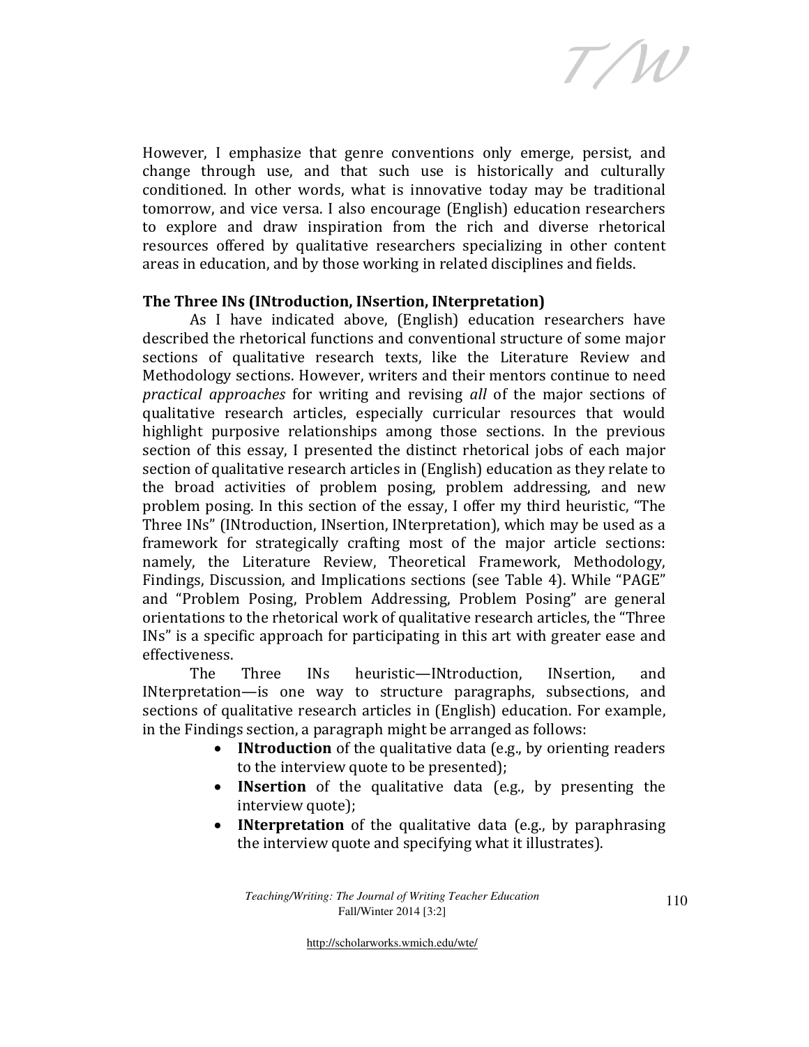However, I emphasize that genre conventions only emerge, persist, and change through use, and that such use is historically and culturally conditioned. In other words, what is innovative today may be traditional tomorrow, and vice versa. I also encourage (English) education researchers to explore and draw inspiration from the rich and diverse rhetorical resources offered by qualitative researchers specializing in other content areas in education, and by those working in related disciplines and fields.

## The Three INs (INtroduction, INsertion, INterpretation)

As I have indicated above, (English) education researchers have described the rhetorical functions and conventional structure of some major sections of qualitative research texts, like the Literature Review and Methodology sections. However, writers and their mentors continue to need *practical approaches* for writing and revising *all* of the major sections of qualitative research articles, especially curricular resources that would highlight purposive relationships among those sections. In the previous section of this essay, I presented the distinct rhetorical jobs of each major section of qualitative research articles in (English) education as they relate to the broad activities of problem posing, problem addressing, and new problem posing. In this section of the essay, I offer my third heuristic, "The Three INs" (INtroduction, INsertion, INterpretation), which may be used as a framework for strategically crafting most of the major article sections: namely, the Literature Review, Theoretical Framework, Methodology, Findings, Discussion, and Implications sections (see Table 4). While "PAGE" and "Problem Posing, Problem Addressing, Problem Posing" are general orientations to the rhetorical work of qualitative research articles, the "Three INs" is a specific approach for participating in this art with greater ease and effectiveness.

The Three INs heuristic—INtroduction, INsertion, and INterpretation—is one way to structure paragraphs, subsections, and sections of qualitative research articles in (English) education. For example, in the Findings section, a paragraph might be arranged as follows:

- **INtroduction** of the qualitative data (e.g., by orienting readers to the interview quote to be presented);
- **INsertion** of the qualitative data (e.g., by presenting the interview quote);
- **INterpretation** of the qualitative data (e.g., by paraphrasing the interview quote and specifying what it illustrates).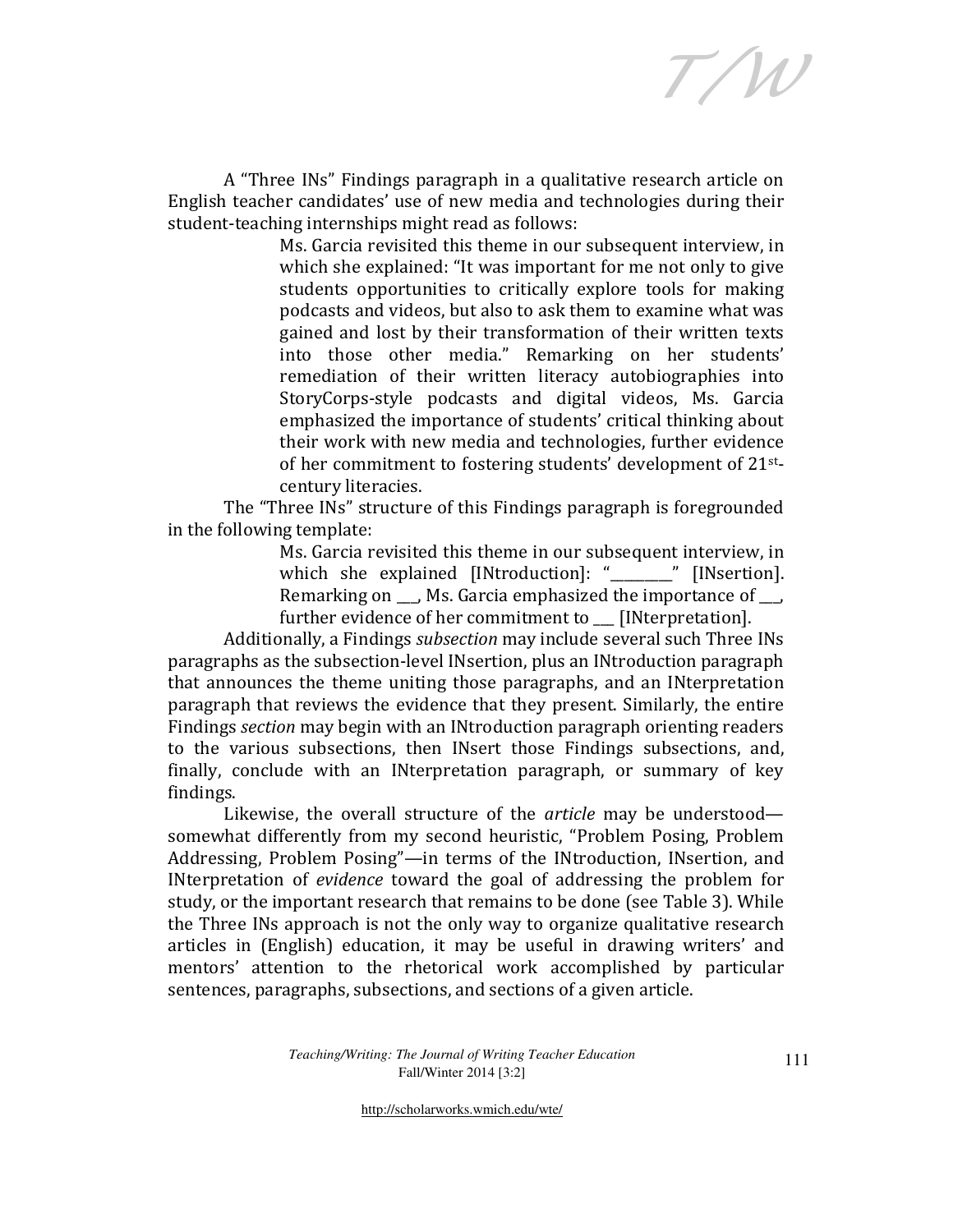A "Three INs" Findings paragraph in a qualitative research article on English teacher candidates' use of new media and technologies during their student-teaching internships might read as follows:

> Ms. Garcia revisited this theme in our subsequent interview, in which she explained: "It was important for me not only to give students opportunities to critically explore tools for making podcasts and videos, but also to ask them to examine what was gained and lost by their transformation of their written texts into those other media." Remarking on her students' remediation of their written literacy autobiographies into StoryCorps-style podcasts and digital videos, Ms. Garcia emphasized the importance of students' critical thinking about their work with new media and technologies, further evidence of her commitment to fostering students' development of 21st-century literacies.

The "Three INs" structure of this Findings paragraph is foregrounded in the following template:

> Ms. Garcia revisited this theme in our subsequent interview, in which she explained [INtroduction]: "________" [INsertion]. Remarking on ___, Ms. Garcia emphasized the importance of ___, further evidence of her commitment to ___ [INterpretation].

Additionally, a Findings *subsection* may include several such Three INs paragraphs as the subsection-level INsertion, plus an INtroduction paragraph that announces the theme uniting those paragraphs, and an INterpretation paragraph that reviews the evidence that they present. Similarly, the entire Findings *section* may begin with an INtroduction paragraph orienting readers to the various subsections, then INsert those Findings subsections, and, finally, conclude with an INterpretation paragraph, or summary of key findings.

Likewise, the overall structure of the *article* may be understood—somewhat differently from my second heuristic, "Problem Posing, Problem Addressing, Problem Posing"—in terms of the INtroduction, INsertion, and INterpretation of *evidence* toward the goal of addressing the problem for study, or the important research that remains to be done (see Table 3). While the Three INs approach is not the only way to organize qualitative research articles in (English) education, it may be useful in drawing writers' and mentors' attention to the rhetorical work accomplished by particular sentences, paragraphs, subsections, and sections of a given article.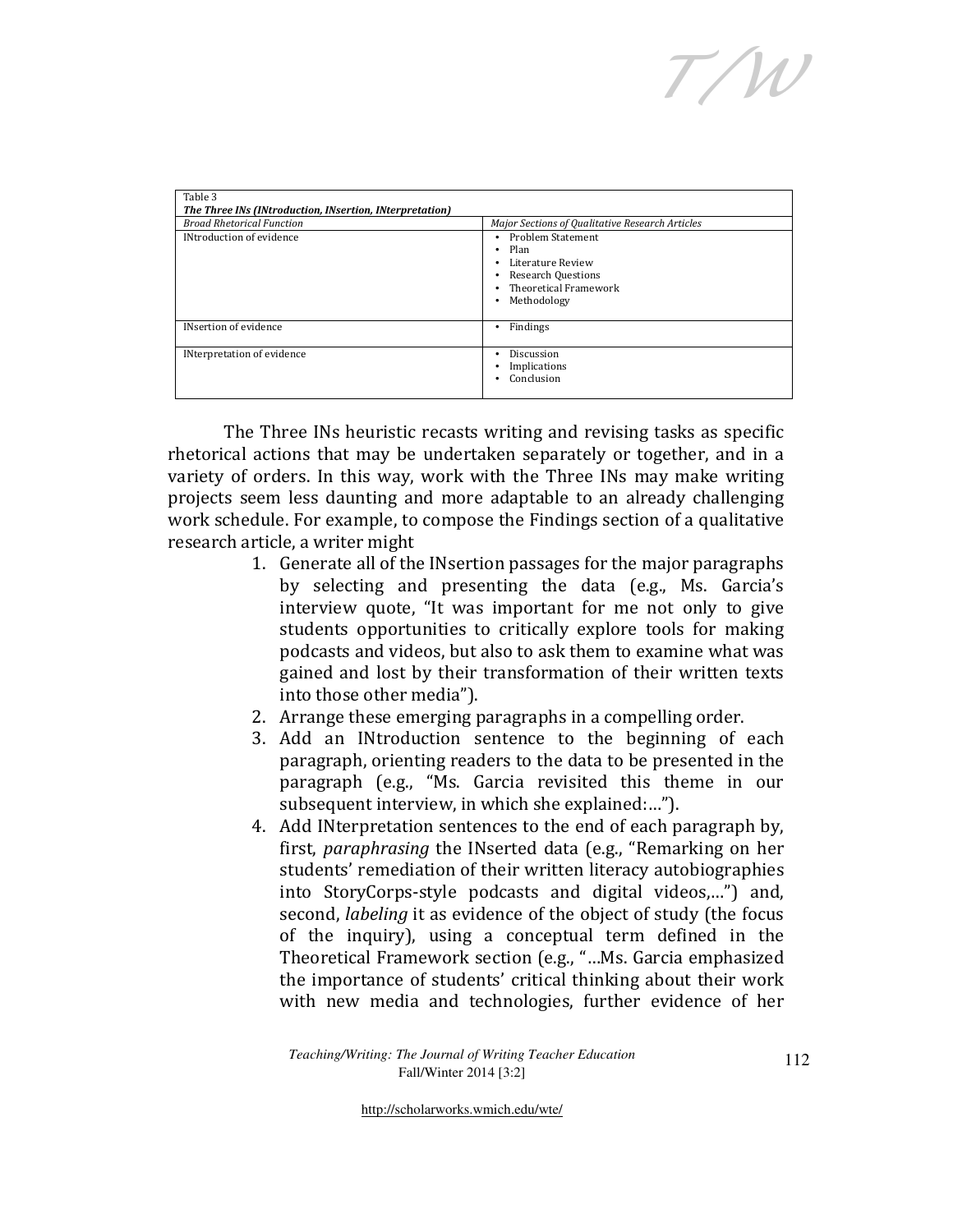Table 3

***The Three INs (INtroduction, INsertion, INterpretation)***

| *Broad Rhetorical Function* | *Major Sections of Qualitative Research Articles* |
|---|---|
| INtroduction of evidence | • Problem Statement<br>• Plan<br>• Literature Review<br>• Research Questions<br>• Theoretical Framework<br>• Methodology |
| INsertion of evidence | • Findings |
| INterpretation of evidence | • Discussion<br>• Implications<br>• Conclusion |

The Three INs heuristic recasts writing and revising tasks as specific rhetorical actions that may be undertaken separately or together, and in a variety of orders. In this way, work with the Three INs may make writing projects seem less daunting and more adaptable to an already challenging work schedule. For example, to compose the Findings section of a qualitative research article, a writer might

1. Generate all of the INsertion passages for the major paragraphs by selecting and presenting the data (e.g., Ms. Garcia's interview quote, "It was important for me not only to give students opportunities to critically explore tools for making podcasts and videos, but also to ask them to examine what was gained and lost by their transformation of their written texts into those other media").
2. Arrange these emerging paragraphs in a compelling order.
3. Add an INtroduction sentence to the beginning of each paragraph, orienting readers to the data to be presented in the paragraph (e.g., "Ms. Garcia revisited this theme in our subsequent interview, in which she explained:…").
4. Add INterpretation sentences to the end of each paragraph by, first, *paraphrasing* the INserted data (e.g., "Remarking on her students' remediation of their written literacy autobiographies into StoryCorps-style podcasts and digital videos,…") and, second, *labeling* it as evidence of the object of study (the focus of the inquiry), using a conceptual term defined in the Theoretical Framework section (e.g., "…Ms. Garcia emphasized the importance of students' critical thinking about their work with new media and technologies, further evidence of her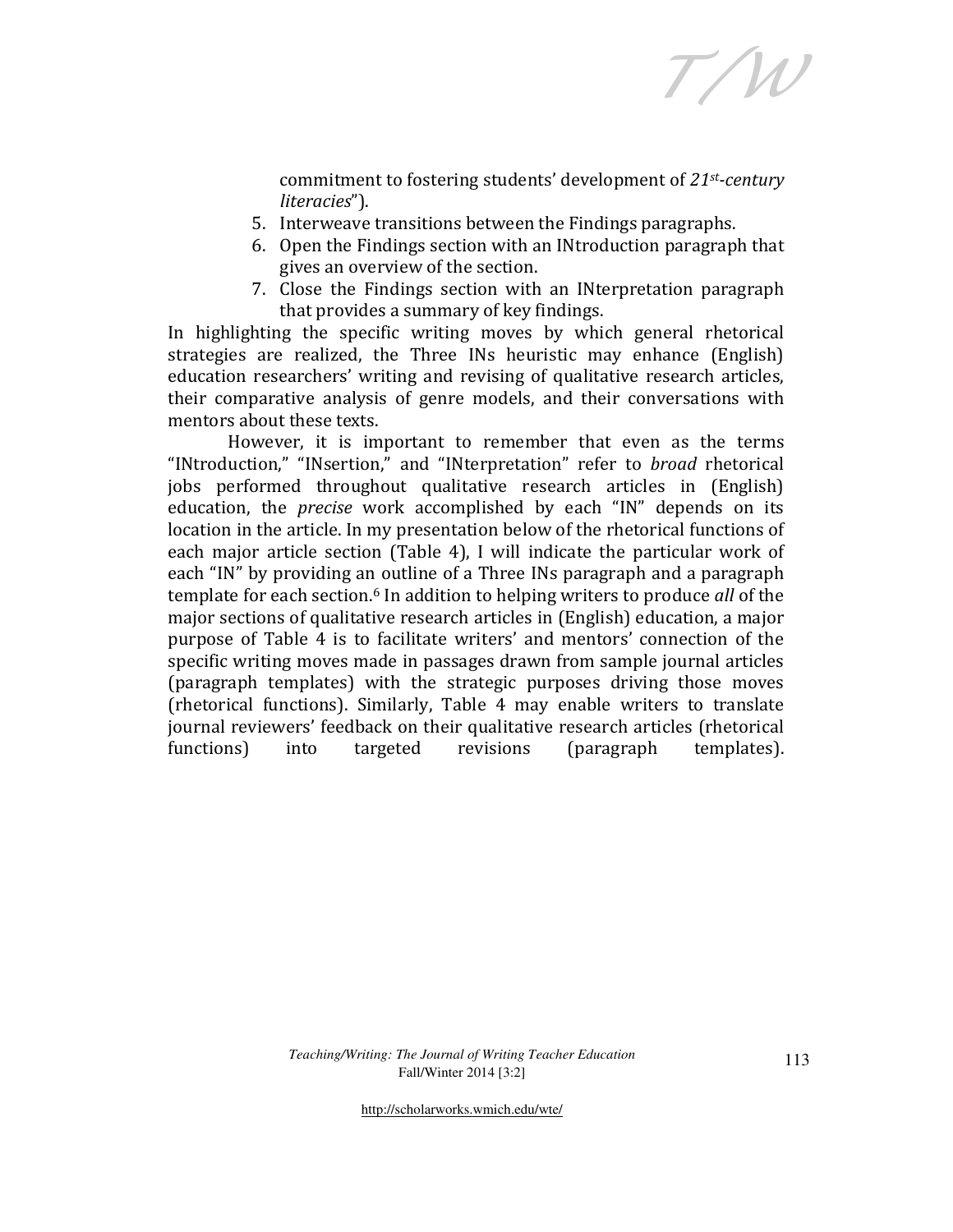commitment to fostering students' development of *21st-century literacies*").
5. Interweave transitions between the Findings paragraphs.
6. Open the Findings section with an INtroduction paragraph that gives an overview of the section.
7. Close the Findings section with an INterpretation paragraph that provides a summary of key findings.

In highlighting the specific writing moves by which general rhetorical strategies are realized, the Three INs heuristic may enhance (English) education researchers' writing and revising of qualitative research articles, their comparative analysis of genre models, and their conversations with mentors about these texts.

However, it is important to remember that even as the terms "INtroduction," "INsertion," and "INterpretation" refer to *broad* rhetorical jobs performed throughout qualitative research articles in (English) education, the *precise* work accomplished by each "IN" depends on its location in the article. In my presentation below of the rhetorical functions of each major article section (Table 4), I will indicate the particular work of each "IN" by providing an outline of a Three INs paragraph and a paragraph template for each section.[6] In addition to helping writers to produce *all* of the major sections of qualitative research articles in (English) education, a major purpose of Table 4 is to facilitate writers' and mentors' connection of the specific writing moves made in passages drawn from sample journal articles (paragraph templates) with the strategic purposes driving those moves (rhetorical functions). Similarly, Table 4 may enable writers to translate journal reviewers' feedback on their qualitative research articles (rhetorical functions) into targeted revisions (paragraph templates).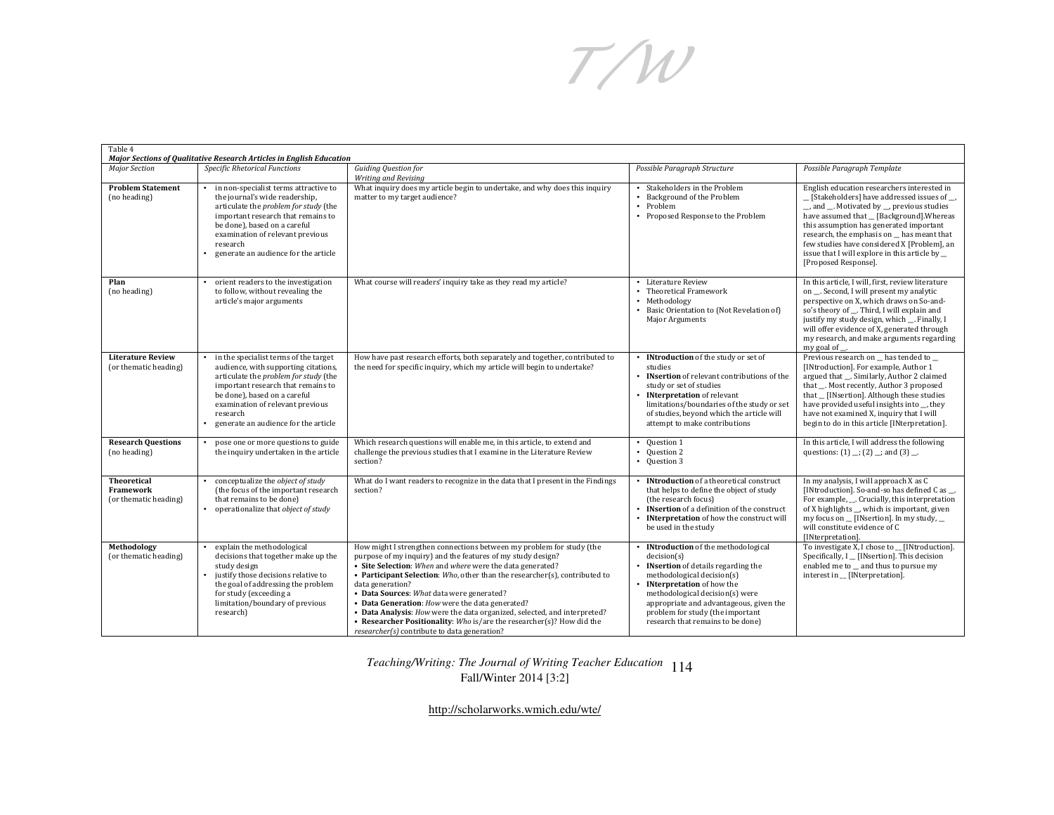Table 4

***Major Sections of Qualitative Research Articles in English Education***

| *Major Section* | *Specific Rhetorical Functions* | *Guiding Question for Writing and Revising* | *Possible Paragraph Structure* | *Possible Paragraph Template* |
|---|---|---|---|---|
| **Problem Statement** (no heading) | • in non-specialist terms attractive to the journal's wide readership, articulate the *problem for study* (the important research that remains to be done), based on a careful examination of relevant previous research<br>• generate an audience for the article | What inquiry does my article begin to undertake, and why does this inquiry matter to my target audience? | • Stakeholders in the Problem<br>• Background of the Problem<br>• Problem<br>• Proposed Response to the Problem | English education researchers interested in __ [Stakeholders] have addressed issues of __, __, and __. Motivated by __, previous studies have assumed that __ [Background].Whereas this assumption has generated important research, the emphasis on __ has meant that few studies have considered X [Problem], an issue that I will explore in this article by __ [Proposed Response]. |
| **Plan** (no heading) | • orient readers to the investigation to follow, without revealing the article's major arguments | What course will readers' inquiry take as they read my article? | • Literature Review<br>• Theoretical Framework<br>• Methodology<br>• Basic Orientation to (Not Revelation of) Major Arguments | In this article, I will, first, review literature on __. Second, I will present my analytic perspective on X, which draws on So-and-so's theory of __. Third, I will explain and justify my study design, which __. Finally, I will offer evidence of X, generated through my research, and make arguments regarding my goal of __. |
| **Literature Review** (or thematic heading) | • in the specialist terms of the target audience, with supporting citations, articulate the *problem for study* (the important research that remains to be done), based on a careful examination of relevant previous research<br>• generate an audience for the article | How have past research efforts, both separately and together, contributed to the need for specific inquiry, which my article will begin to undertake? | • **INtroduction** of the study or set of studies<br>• **INsertion** of relevant contributions of the study or set of studies<br>• **INterpretation** of relevant limitations/boundaries of the study or set of studies, beyond which the article will attempt to make contributions | Previous research on __ has tended to __ [INtroduction]. For example, Author 1 argued that __. Similarly, Author 2 claimed that __. Most recently, Author 3 proposed that __ [INsertion]. Although these studies have provided useful insights into __, they have not examined X, inquiry that I will begin to do in this article [INterpretation]. |
| **Research Questions** (no heading) | • pose one or more questions to guide the inquiry undertaken in the article | Which research questions will enable me, in this article, to extend and challenge the previous studies that I examine in the Literature Review section? | • Question 1<br>• Question 2<br>• Question 3 | In this article, I will address the following questions: (1) __; (2) __; and (3) __. |
| **Theoretical Framework** (or thematic heading) | • conceptualize the *object of study* (the focus of the important research that remains to be done)<br>• operationalize that *object of study* | What do I want readers to recognize in the data that I present in the Findings section? | • **INtroduction** of a theoretical construct that helps to define the object of study (the research focus)<br>• **INsertion** of a definition of the construct<br>• **INterpretation** of how the construct will be used in the study | In my analysis, I will approach X as C [INtroduction]. So-and-so has defined C as __. For example, __. Crucially, this interpretation of X highlights __, which is important, given my focus on __ [INsertion]. In my study, __ will constitute evidence of C [INterpretation]. |
| **Methodology** (or thematic heading) | • explain the methodological decisions that together make up the study design<br>• justify those decisions relative to the goal of addressing the problem for study (exceeding a limitation/boundary of previous research) | How might I strengthen connections between my problem for study (the purpose of my inquiry) and the features of my study design?<br>• **Site Selection**: *When* and *where* were the data generated?<br>• **Participant Selection**: *Who*, other than the researcher(s), contributed to data generation?<br>• **Data Sources**: *What* data were generated?<br>• **Data Generation**: *How* were the data generated?<br>• **Data Analysis**: *How* were the data organized, selected, and interpreted?<br>• **Researcher Positionality**: *Who* is/are the researcher(s)? How did the *researcher(s)* contribute to data generation? | • **INtroduction** of the methodological decision(s)<br>• **INsertion** of details regarding the methodological decision(s)<br>• **INterpretation** of how the methodological decision(s) were appropriate and advantageous, given the problem for study (the important research that remains to be done) | To investigate X, I chose to __ [INtroduction]. Specifically, I __ [INsertion]. This decision enabled me to __ and thus to pursue my interest in __ [INterpretation]. |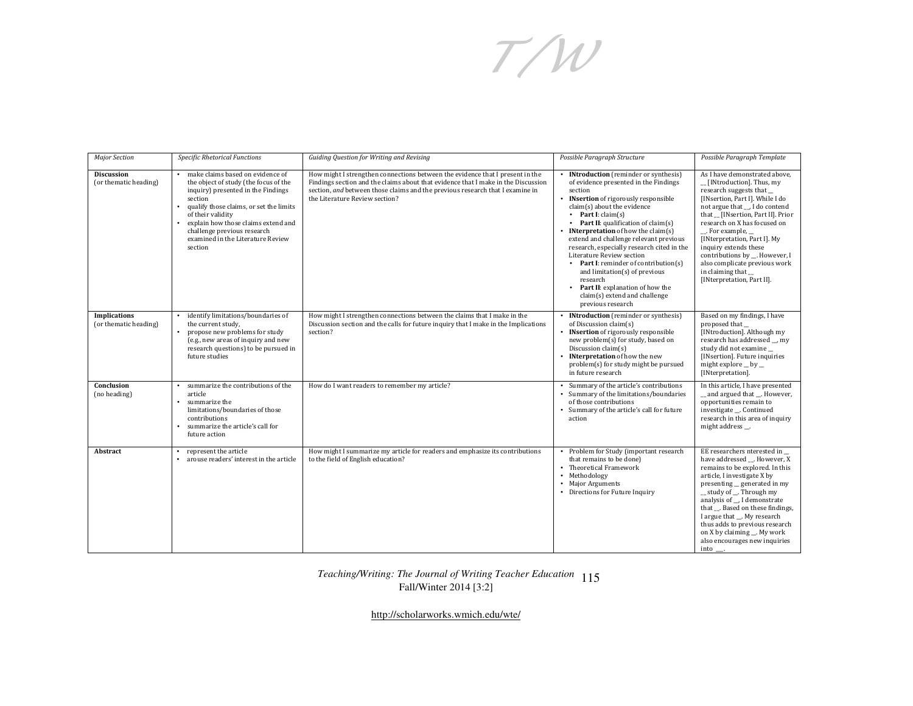| *Major Section* | *Specific Rhetorical Functions* | *Guiding Question for Writing and Revising* | *Possible Paragraph Structure* | *Possible Paragraph Template* |
|---|---|---|---|---|
| **Discussion** (or thematic heading) | • make claims based on evidence of the object of study (the focus of the inquiry) presented in the Findings section<br>• qualify those claims, or set the limits of their validity<br>• explain how those claims extend and challenge previous research examined in the Literature Review section | How might I strengthen connections between the evidence that I present in the Findings section and the claims about that evidence that I make in the Discussion section, *and* between those claims and the previous research that I examine in the Literature Review section? | • **INtroduction** (reminder or synthesis) of evidence presented in the Findings section<br>• **INsertion** of rigorously responsible claim(s) about the evidence<br>  • **Part I**: claim(s)<br>  • **Part II**: qualification of claim(s)<br>• **INterpretation** of how the claim(s) extend and challenge relevant previous research, especially research cited in the Literature Review section<br>  • **Part I**: reminder of contribution(s) and limitation(s) of previous research<br>  • **Part II**: explanation of how the claim(s) extend and challenge previous research | As I have demonstrated above, __ [INtroduction]. Thus, my research suggests that __ [INsertion, Part I]. While I do not argue that __, I do contend that __ [INsertion, Part II]. Prior research on X has focused on __. For example, __ [INterpretation, Part I]. My inquiry extends these contributions by __. However, I also complicate previous work in claiming that __ [INterpretation, Part II]. |
| **Implications** (or thematic heading) | • identify limitations/boundaries of the current study,<br>• propose new problems for study (e.g., new areas of inquiry and new research questions) to be pursued in future studies | How might I strengthen connections between the claims that I make in the Discussion section and the calls for future inquiry that I make in the Implications section? | • **INtroduction** (reminder or synthesis) of Discussion claim(s)<br>• **INsertion** of rigorously responsible new problem(s) for study, based on Discussion claim(s)<br>• **INterpretation** of how the new problem(s) for study might be pursued in future research | Based on my findings, I have proposed that __ [INtroduction]. Although my research has addressed __, my study did not examine __ [INsertion]. Future inquiries might explore __ by __ [INterpretation]. |
| **Conclusion** (no heading) | • summarize the contributions of the article<br>• summarize the limitations/boundaries of those contributions<br>• summarize the article's call for future action | How do I want readers to remember my article? | • Summary of the article's contributions<br>• Summary of the limitations/boundaries of those contributions<br>• Summary of the article's call for future action | In this article, I have presented __ and argued that __. However, opportunities remain to investigate __. Continued research in this area of inquiry might address __. |
| **Abstract** | • represent the article<br>• arouse readers' interest in the article | How might I summarize my article for readers and emphasize its contributions to the field of English education? | • Problem for Study (important research that remains to be done)<br>• Theoretical Framework<br>• Methodology<br>• Major Arguments<br>• Directions for Future Inquiry | EE researchers nterested in __ have addressed __. However, X remains to be explored. In this article, I investigate X by presenting __ generated in my __ study of __. Through my analysis of __, I demonstrate that __. Based on these findings, I argue that __. My research thus adds to previous research on X by claiming __. My work also encourages new inquiries into ___. |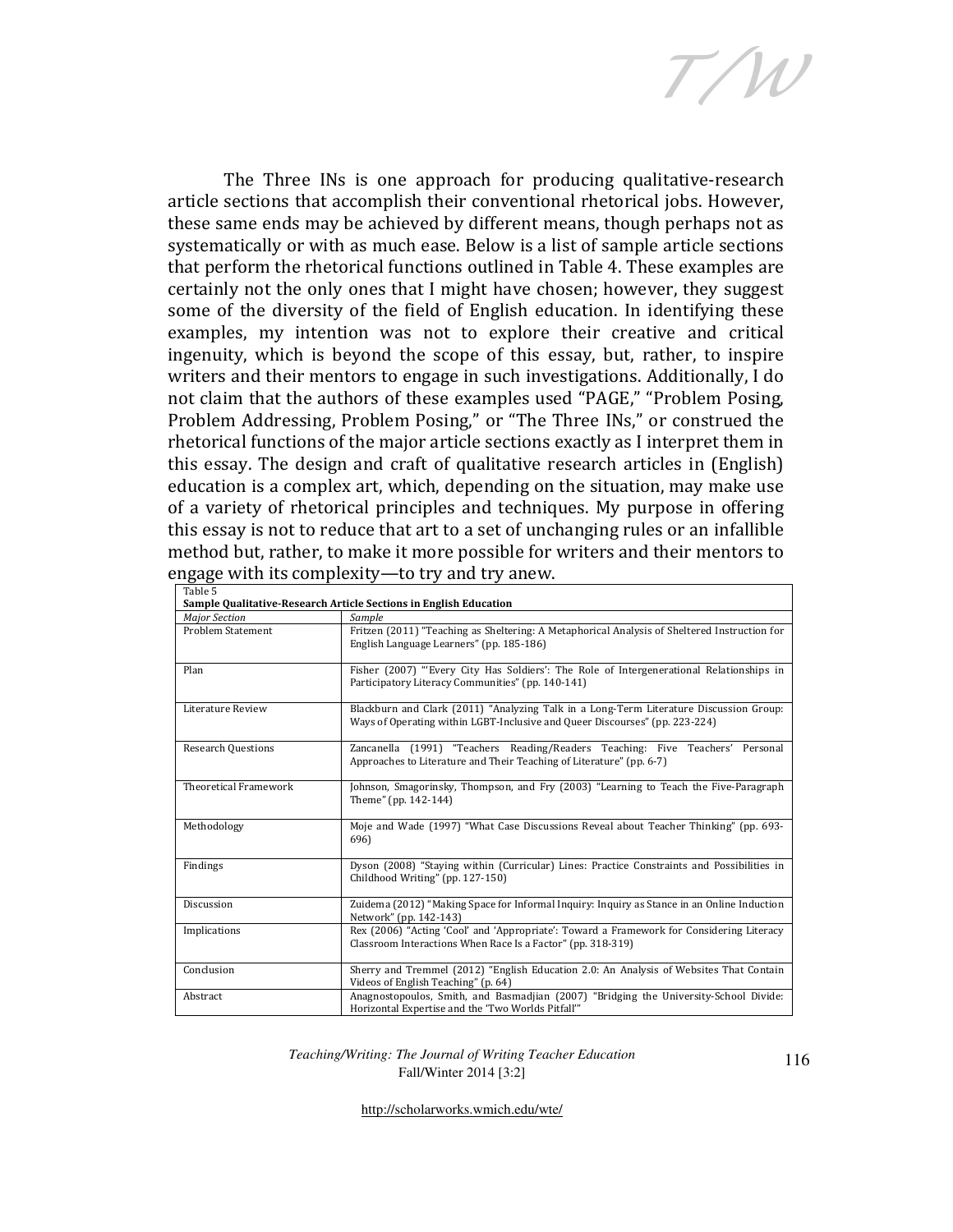The Three INs is one approach for producing qualitative-research article sections that accomplish their conventional rhetorical jobs. However, these same ends may be achieved by different means, though perhaps not as systematically or with as much ease. Below is a list of sample article sections that perform the rhetorical functions outlined in Table 4. These examples are certainly not the only ones that I might have chosen; however, they suggest some of the diversity of the field of English education. In identifying these examples, my intention was not to explore their creative and critical ingenuity, which is beyond the scope of this essay, but, rather, to inspire writers and their mentors to engage in such investigations. Additionally, I do not claim that the authors of these examples used "PAGE," "Problem Posing, Problem Addressing, Problem Posing," or "The Three INs," or construed the rhetorical functions of the major article sections exactly as I interpret them in this essay. The design and craft of qualitative research articles in (English) education is a complex art, which, depending on the situation, may make use of a variety of rhetorical principles and techniques. My purpose in offering this essay is not to reduce that art to a set of unchanging rules or an infallible method but, rather, to make it more possible for writers and their mentors to engage with its complexity—to try and try anew.

Table 5

**Sample Qualitative-Research Article Sections in English Education**

| *Major Section* | *Sample* |
|---|---|
| Problem Statement | Fritzen (2011) "Teaching as Sheltering: A Metaphorical Analysis of Sheltered Instruction for English Language Learners" (pp. 185-186) |
| Plan | Fisher (2007) "'Every City Has Soldiers': The Role of Intergenerational Relationships in Participatory Literacy Communities" (pp. 140-141) |
| Literature Review | Blackburn and Clark (2011) "Analyzing Talk in a Long-Term Literature Discussion Group: Ways of Operating within LGBT-Inclusive and Queer Discourses" (pp. 223-224) |
| Research Questions | Zancanella (1991) "Teachers Reading/Readers Teaching: Five Teachers' Personal Approaches to Literature and Their Teaching of Literature" (pp. 6-7) |
| Theoretical Framework | Johnson, Smagorinsky, Thompson, and Fry (2003) "Learning to Teach the Five-Paragraph Theme" (pp. 142-144) |
| Methodology | Moje and Wade (1997) "What Case Discussions Reveal about Teacher Thinking" (pp. 693-696) |
| Findings | Dyson (2008) "Staying within (Curricular) Lines: Practice Constraints and Possibilities in Childhood Writing" (pp. 127-150) |
| Discussion | Zuidema (2012) "Making Space for Informal Inquiry: Inquiry as Stance in an Online Induction Network" (pp. 142-143) |
| Implications | Rex (2006) "Acting 'Cool' and 'Appropriate': Toward a Framework for Considering Literacy Classroom Interactions When Race Is a Factor" (pp. 318-319) |
| Conclusion | Sherry and Tremmel (2012) "English Education 2.0: An Analysis of Websites That Contain Videos of English Teaching" (p. 64) |
| Abstract | Anagnostopoulos, Smith, and Basmadjian (2007) "Bridging the University-School Divide: Horizontal Expertise and the 'Two Worlds Pitfall'" |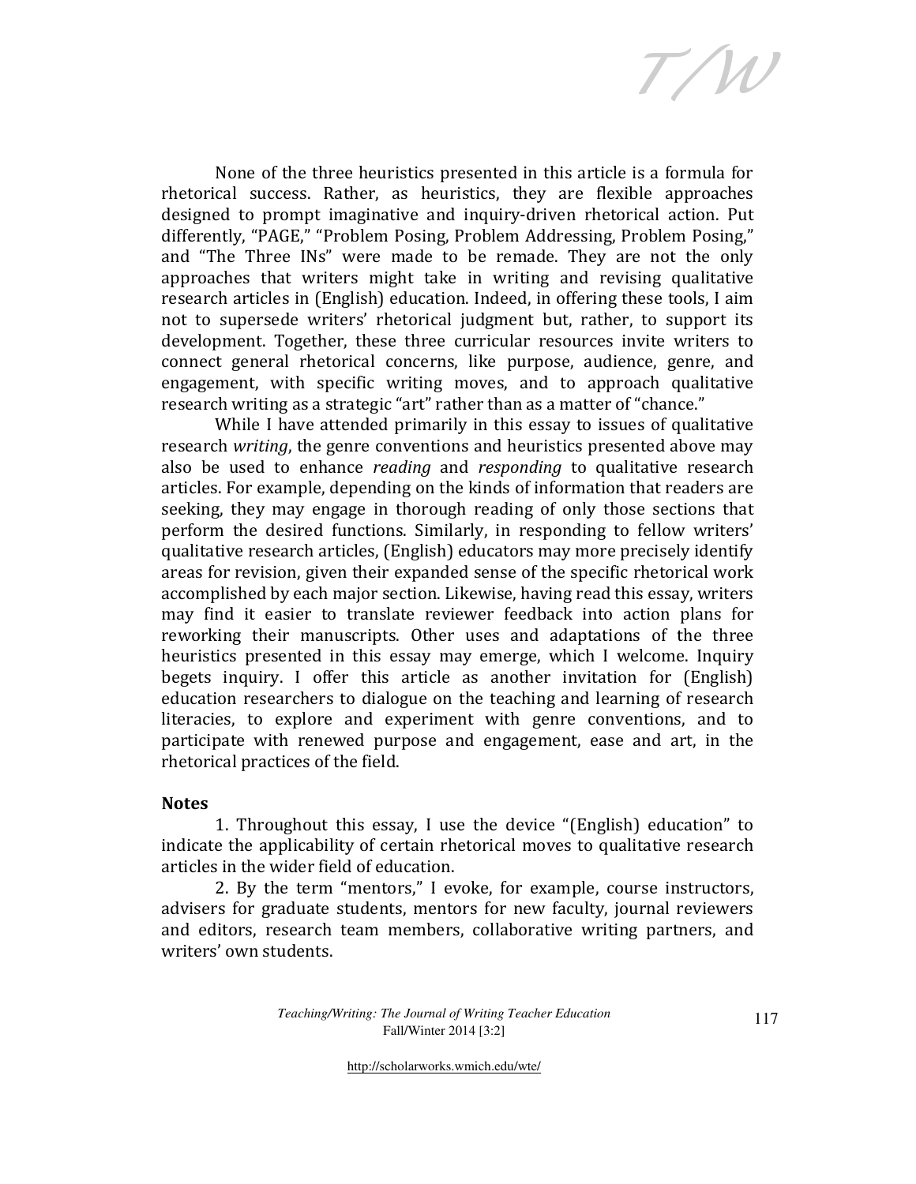None of the three heuristics presented in this article is a formula for rhetorical success. Rather, as heuristics, they are flexible approaches designed to prompt imaginative and inquiry-driven rhetorical action. Put differently, "PAGE," "Problem Posing, Problem Addressing, Problem Posing," and "The Three INs" were made to be remade. They are not the only approaches that writers might take in writing and revising qualitative research articles in (English) education. Indeed, in offering these tools, I aim not to supersede writers' rhetorical judgment but, rather, to support its development. Together, these three curricular resources invite writers to connect general rhetorical concerns, like purpose, audience, genre, and engagement, with specific writing moves, and to approach qualitative research writing as a strategic "art" rather than as a matter of "chance."

While I have attended primarily in this essay to issues of qualitative research *writing*, the genre conventions and heuristics presented above may also be used to enhance *reading* and *responding* to qualitative research articles. For example, depending on the kinds of information that readers are seeking, they may engage in thorough reading of only those sections that perform the desired functions. Similarly, in responding to fellow writers' qualitative research articles, (English) educators may more precisely identify areas for revision, given their expanded sense of the specific rhetorical work accomplished by each major section. Likewise, having read this essay, writers may find it easier to translate reviewer feedback into action plans for reworking their manuscripts. Other uses and adaptations of the three heuristics presented in this essay may emerge, which I welcome. Inquiry begets inquiry. I offer this article as another invitation for (English) education researchers to dialogue on the teaching and learning of research literacies, to explore and experiment with genre conventions, and to participate with renewed purpose and engagement, ease and art, in the rhetorical practices of the field.

## Notes

1. Throughout this essay, I use the device "(English) education" to indicate the applicability of certain rhetorical moves to qualitative research articles in the wider field of education.

2. By the term "mentors," I evoke, for example, course instructors, advisers for graduate students, mentors for new faculty, journal reviewers and editors, research team members, collaborative writing partners, and writers' own students.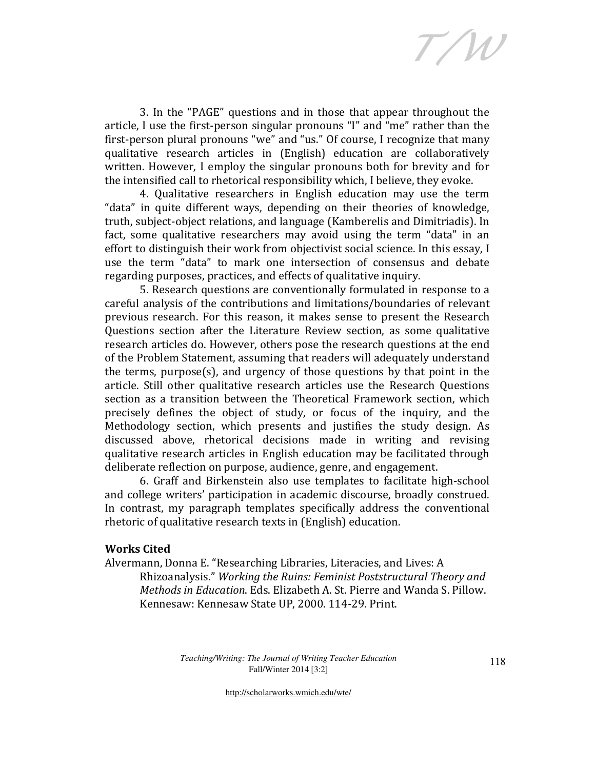3. In the "PAGE" questions and in those that appear throughout the article, I use the first-person singular pronouns "I" and "me" rather than the first-person plural pronouns "we" and "us." Of course, I recognize that many qualitative research articles in (English) education are collaboratively written. However, I employ the singular pronouns both for brevity and for the intensified call to rhetorical responsibility which, I believe, they evoke.

4. Qualitative researchers in English education may use the term "data" in quite different ways, depending on their theories of knowledge, truth, subject-object relations, and language (Kamberelis and Dimitriadis). In fact, some qualitative researchers may avoid using the term "data" in an effort to distinguish their work from objectivist social science. In this essay, I use the term "data" to mark one intersection of consensus and debate regarding purposes, practices, and effects of qualitative inquiry.

5. Research questions are conventionally formulated in response to a careful analysis of the contributions and limitations/boundaries of relevant previous research. For this reason, it makes sense to present the Research Questions section after the Literature Review section, as some qualitative research articles do. However, others pose the research questions at the end of the Problem Statement, assuming that readers will adequately understand the terms, purpose(s), and urgency of those questions by that point in the article. Still other qualitative research articles use the Research Questions section as a transition between the Theoretical Framework section, which precisely defines the object of study, or focus of the inquiry, and the Methodology section, which presents and justifies the study design. As discussed above, rhetorical decisions made in writing and revising qualitative research articles in English education may be facilitated through deliberate reflection on purpose, audience, genre, and engagement.

6. Graff and Birkenstein also use templates to facilitate high-school and college writers' participation in academic discourse, broadly construed. In contrast, my paragraph templates specifically address the conventional rhetoric of qualitative research texts in (English) education.

## Works Cited

Alvermann, Donna E. "Researching Libraries, Literacies, and Lives: A Rhizoanalysis." *Working the Ruins: Feminist Poststructural Theory and Methods in Education*. Eds. Elizabeth A. St. Pierre and Wanda S. Pillow. Kennesaw: Kennesaw State UP, 2000. 114-29. Print.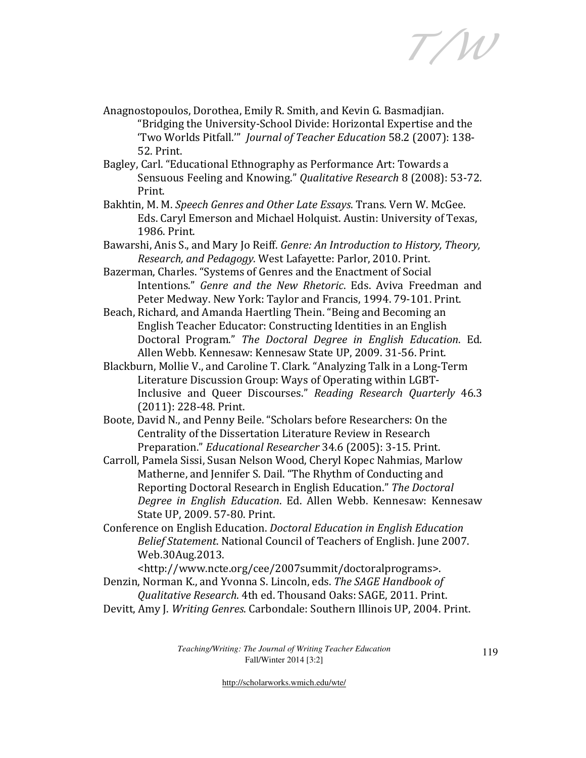Anagnostopoulos, Dorothea, Emily R. Smith, and Kevin G. Basmadjian. "Bridging the University-School Divide: Horizontal Expertise and the 'Two Worlds Pitfall.'" *Journal of Teacher Education* 58.2 (2007): 138-52. Print.

Bagley, Carl. "Educational Ethnography as Performance Art: Towards a Sensuous Feeling and Knowing." *Qualitative Research* 8 (2008): 53-72. Print.

Bakhtin, M. M. *Speech Genres and Other Late Essays*. Trans. Vern W. McGee. Eds. Caryl Emerson and Michael Holquist. Austin: University of Texas, 1986. Print.

Bawarshi, Anis S., and Mary Jo Reiff. *Genre: An Introduction to History, Theory, Research, and Pedagogy*. West Lafayette: Parlor, 2010. Print.

Bazerman, Charles. "Systems of Genres and the Enactment of Social Intentions." *Genre and the New Rhetoric*. Eds. Aviva Freedman and Peter Medway. New York: Taylor and Francis, 1994. 79-101. Print.

Beach, Richard, and Amanda Haertling Thein. "Being and Becoming an English Teacher Educator: Constructing Identities in an English Doctoral Program." *The Doctoral Degree in English Education*. Ed. Allen Webb. Kennesaw: Kennesaw State UP, 2009. 31-56. Print.

Blackburn, Mollie V., and Caroline T. Clark. "Analyzing Talk in a Long-Term Literature Discussion Group: Ways of Operating within LGBT-Inclusive and Queer Discourses." *Reading Research Quarterly* 46.3 (2011): 228-48. Print.

Boote, David N., and Penny Beile. "Scholars before Researchers: On the Centrality of the Dissertation Literature Review in Research Preparation." *Educational Researcher* 34.6 (2005): 3-15. Print.

Carroll, Pamela Sissi, Susan Nelson Wood, Cheryl Kopec Nahmias, Marlow Matherne, and Jennifer S. Dail. "The Rhythm of Conducting and Reporting Doctoral Research in English Education." *The Doctoral Degree in English Education*. Ed. Allen Webb. Kennesaw: Kennesaw State UP, 2009. 57-80. Print.

Conference on English Education. *Doctoral Education in English Education Belief Statement*. National Council of Teachers of English. June 2007. Web.30Aug.2013. <http://www.ncte.org/cee/2007summit/doctoralprograms>.

Denzin, Norman K., and Yvonna S. Lincoln, eds. *The SAGE Handbook of Qualitative Research*. 4th ed. Thousand Oaks: SAGE, 2011. Print.

Devitt, Amy J. *Writing Genres*. Carbondale: Southern Illinois UP, 2004. Print.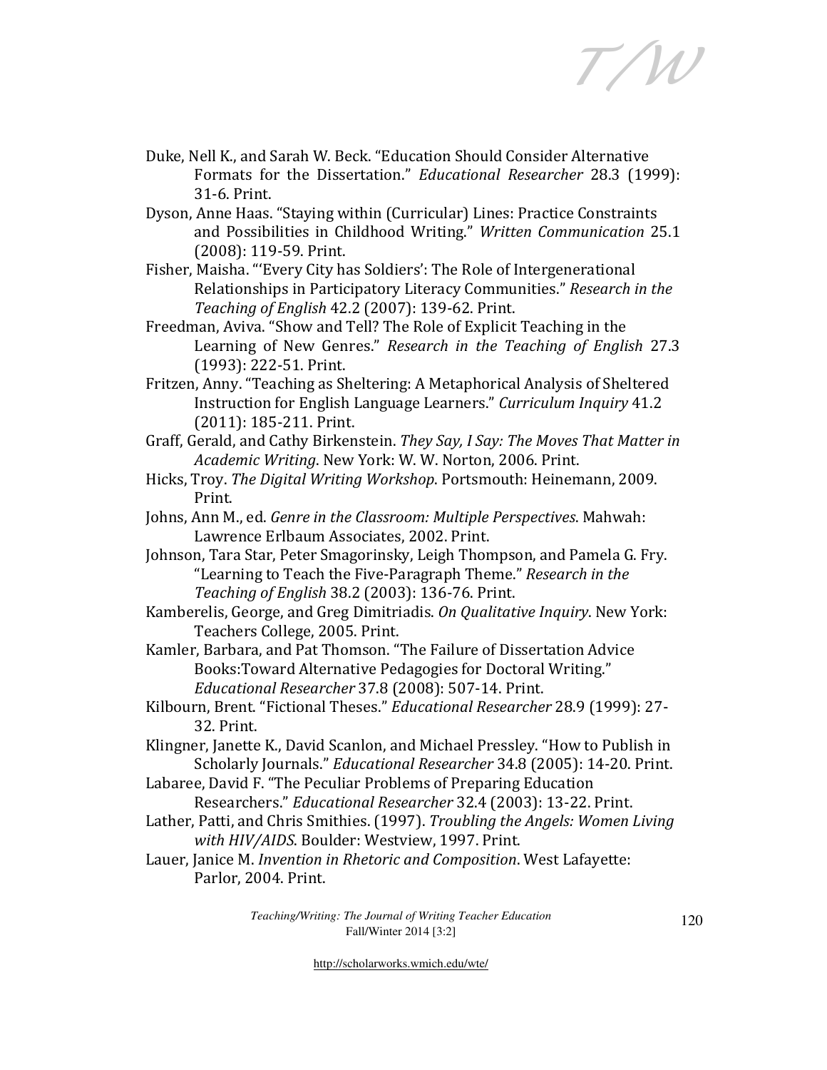Duke, Nell K., and Sarah W. Beck. "Education Should Consider Alternative Formats for the Dissertation." *Educational Researcher* 28.3 (1999): 31-6. Print.

Dyson, Anne Haas. "Staying within (Curricular) Lines: Practice Constraints and Possibilities in Childhood Writing." *Written Communication* 25.1 (2008): 119-59. Print.

Fisher, Maisha. "'Every City has Soldiers': The Role of Intergenerational Relationships in Participatory Literacy Communities." *Research in the Teaching of English* 42.2 (2007): 139-62. Print.

Freedman, Aviva. "Show and Tell? The Role of Explicit Teaching in the Learning of New Genres." *Research in the Teaching of English* 27.3 (1993): 222-51. Print.

Fritzen, Anny. "Teaching as Sheltering: A Metaphorical Analysis of Sheltered Instruction for English Language Learners." *Curriculum Inquiry* 41.2 (2011): 185-211. Print.

Graff, Gerald, and Cathy Birkenstein. *They Say, I Say: The Moves That Matter in Academic Writing*. New York: W. W. Norton, 2006. Print.

Hicks, Troy. *The Digital Writing Workshop*. Portsmouth: Heinemann, 2009. Print.

Johns, Ann M., ed. *Genre in the Classroom: Multiple Perspectives*. Mahwah: Lawrence Erlbaum Associates, 2002. Print.

Johnson, Tara Star, Peter Smagorinsky, Leigh Thompson, and Pamela G. Fry. "Learning to Teach the Five-Paragraph Theme." *Research in the Teaching of English* 38.2 (2003): 136-76. Print.

Kamberelis, George, and Greg Dimitriadis. *On Qualitative Inquiry*. New York: Teachers College, 2005. Print.

Kamler, Barbara, and Pat Thomson. "The Failure of Dissertation Advice Books:Toward Alternative Pedagogies for Doctoral Writing." *Educational Researcher* 37.8 (2008): 507-14. Print.

Kilbourn, Brent. "Fictional Theses." *Educational Researcher* 28.9 (1999): 27-32. Print.

Klingner, Janette K., David Scanlon, and Michael Pressley. "How to Publish in Scholarly Journals." *Educational Researcher* 34.8 (2005): 14-20. Print.

Labaree, David F. "The Peculiar Problems of Preparing Education Researchers." *Educational Researcher* 32.4 (2003): 13-22. Print.

Lather, Patti, and Chris Smithies. (1997). *Troubling the Angels: Women Living with HIV/AIDS*. Boulder: Westview, 1997. Print.

Lauer, Janice M. *Invention in Rhetoric and Composition*. West Lafayette: Parlor, 2004. Print.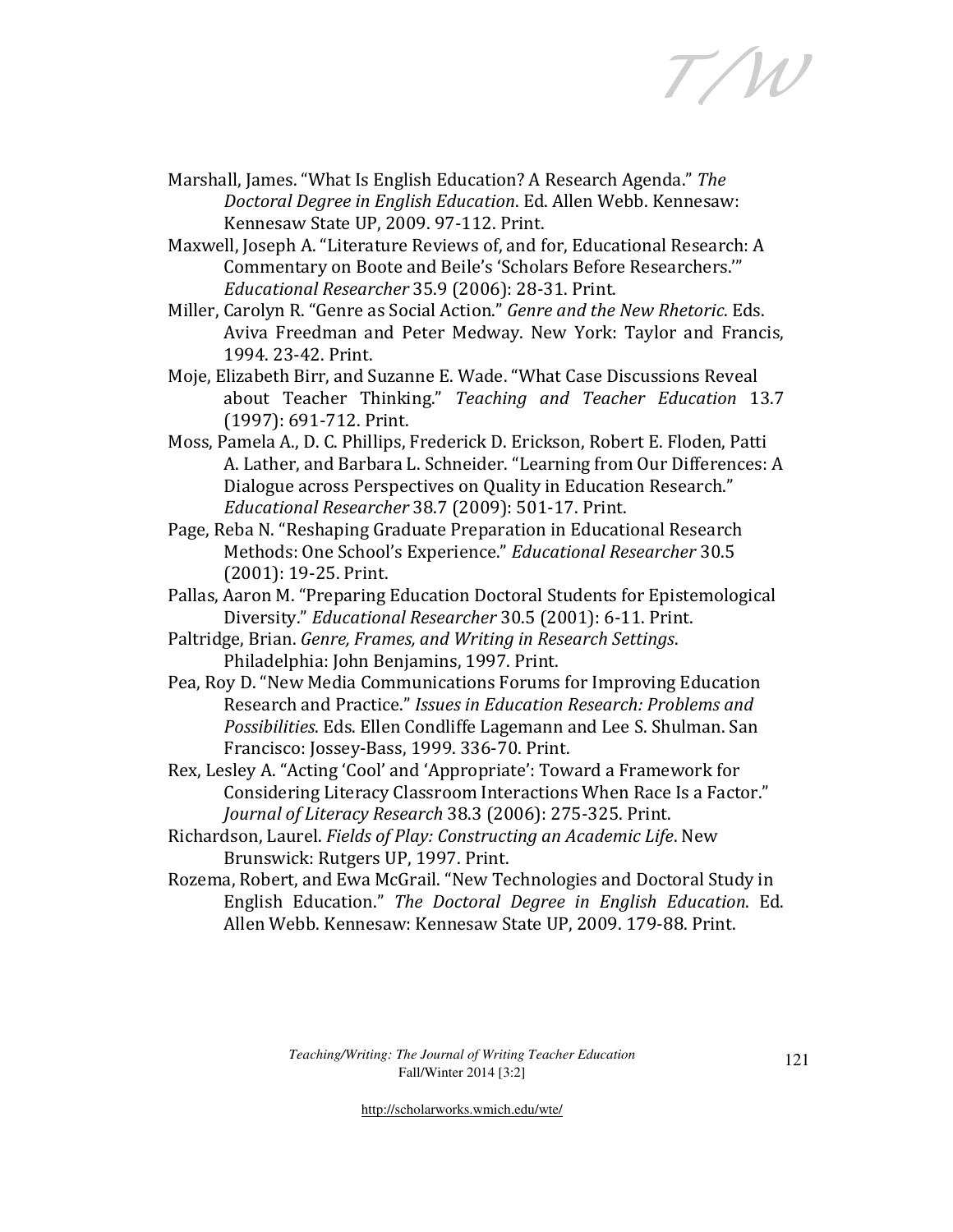Marshall, James. "What Is English Education? A Research Agenda." *The Doctoral Degree in English Education*. Ed. Allen Webb. Kennesaw: Kennesaw State UP, 2009. 97-112. Print.

Maxwell, Joseph A. "Literature Reviews of, and for, Educational Research: A Commentary on Boote and Beile's 'Scholars Before Researchers.'" *Educational Researcher* 35.9 (2006): 28-31. Print.

Miller, Carolyn R. "Genre as Social Action." *Genre and the New Rhetoric*. Eds. Aviva Freedman and Peter Medway. New York: Taylor and Francis, 1994. 23-42. Print.

Moje, Elizabeth Birr, and Suzanne E. Wade. "What Case Discussions Reveal about Teacher Thinking." *Teaching and Teacher Education* 13.7 (1997): 691-712. Print.

Moss, Pamela A., D. C. Phillips, Frederick D. Erickson, Robert E. Floden, Patti A. Lather, and Barbara L. Schneider. "Learning from Our Differences: A Dialogue across Perspectives on Quality in Education Research." *Educational Researcher* 38.7 (2009): 501-17. Print.

Page, Reba N. "Reshaping Graduate Preparation in Educational Research Methods: One School's Experience." *Educational Researcher* 30.5 (2001): 19-25. Print.

Pallas, Aaron M. "Preparing Education Doctoral Students for Epistemological Diversity." *Educational Researcher* 30.5 (2001): 6-11. Print.

Paltridge, Brian. *Genre, Frames, and Writing in Research Settings*. Philadelphia: John Benjamins, 1997. Print.

Pea, Roy D. "New Media Communications Forums for Improving Education Research and Practice." *Issues in Education Research: Problems and Possibilities*. Eds. Ellen Condliffe Lagemann and Lee S. Shulman. San Francisco: Jossey-Bass, 1999. 336-70. Print.

Rex, Lesley A. "Acting 'Cool' and 'Appropriate': Toward a Framework for Considering Literacy Classroom Interactions When Race Is a Factor." *Journal of Literacy Research* 38.3 (2006): 275-325. Print.

Richardson, Laurel. *Fields of Play: Constructing an Academic Life*. New Brunswick: Rutgers UP, 1997. Print.

Rozema, Robert, and Ewa McGrail. "New Technologies and Doctoral Study in English Education." *The Doctoral Degree in English Education*. Ed. Allen Webb. Kennesaw: Kennesaw State UP, 2009. 179-88. Print.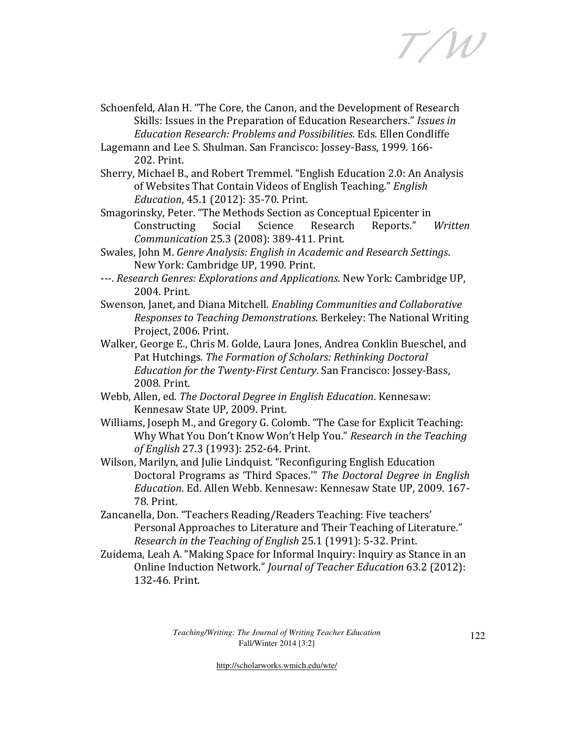Schoenfeld, Alan H. "The Core, the Canon, and the Development of Research Skills: Issues in the Preparation of Education Researchers." *Issues in Education Research: Problems and Possibilities*. Eds. Ellen Condliffe Lagemann and Lee S. Shulman. San Francisco: Jossey-Bass, 1999. 166-202. Print.

Sherry, Michael B., and Robert Tremmel. "English Education 2.0: An Analysis of Websites That Contain Videos of English Teaching." *English Education*, 45.1 (2012): 35-70. Print.

Smagorinsky, Peter. "The Methods Section as Conceptual Epicenter in Constructing Social Science Research Reports." *Written Communication* 25.3 (2008): 389-411. Print.

Swales, John M. *Genre Analysis: English in Academic and Research Settings*. New York: Cambridge UP, 1990. Print.

---. *Research Genres: Explorations and Applications*. New York: Cambridge UP, 2004. Print.

Swenson, Janet, and Diana Mitchell. *Enabling Communities and Collaborative Responses to Teaching Demonstrations*. Berkeley: The National Writing Project, 2006. Print.

Walker, George E., Chris M. Golde, Laura Jones, Andrea Conklin Bueschel, and Pat Hutchings. *The Formation of Scholars: Rethinking Doctoral Education for the Twenty-First Century*. San Francisco: Jossey-Bass, 2008. Print.

Webb, Allen, ed. *The Doctoral Degree in English Education*. Kennesaw: Kennesaw State UP, 2009. Print.

Williams, Joseph M., and Gregory G. Colomb. "The Case for Explicit Teaching: Why What You Don't Know Won't Help You." *Research in the Teaching of English* 27.3 (1993): 252-64. Print.

Wilson, Marilyn, and Julie Lindquist. "Reconfiguring English Education Doctoral Programs as 'Third Spaces.'" *The Doctoral Degree in English Education*. Ed. Allen Webb. Kennesaw: Kennesaw State UP, 2009. 167-78. Print.

Zancanella, Don. "Teachers Reading/Readers Teaching: Five teachers' Personal Approaches to Literature and Their Teaching of Literature." *Research in the Teaching of English* 25.1 (1991): 5-32. Print.

Zuidema, Leah A. "Making Space for Informal Inquiry: Inquiry as Stance in an Online Induction Network." *Journal of Teacher Education* 63.2 (2012): 132-46. Print.